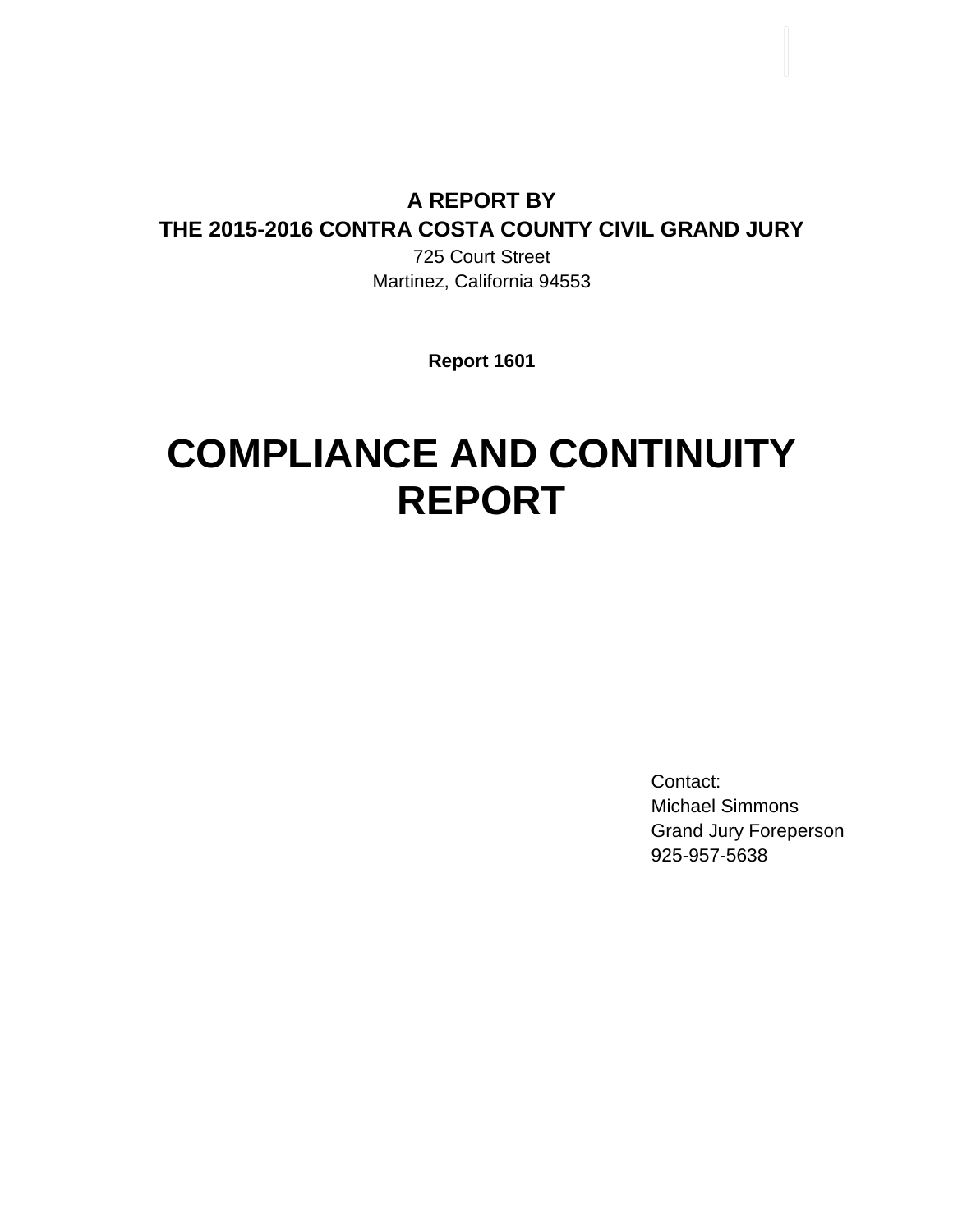**A REPORT BY**
**THE 2015-2016 CONTRA COSTA COUNTY CIVIL GRAND JURY**
725 Court Street
Martinez, California 94553

**Report 1601**

# COMPLIANCE AND CONTINUITY REPORT

Contact:
Michael Simmons
Grand Jury Foreperson
925-957-5638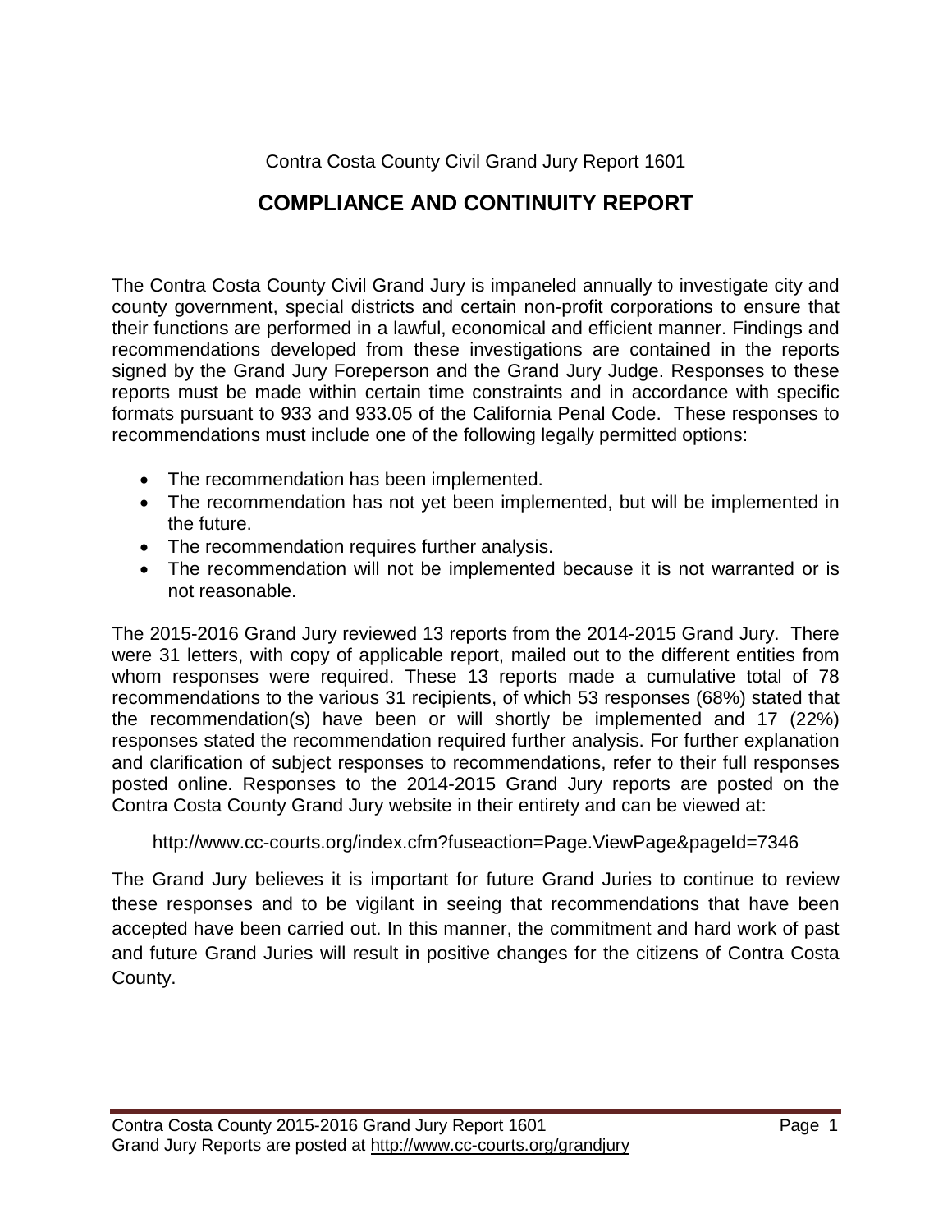Contra Costa County Civil Grand Jury Report 1601

# COMPLIANCE AND CONTINUITY REPORT

The Contra Costa County Civil Grand Jury is impaneled annually to investigate city and county government, special districts and certain non-profit corporations to ensure that their functions are performed in a lawful, economical and efficient manner. Findings and recommendations developed from these investigations are contained in the reports signed by the Grand Jury Foreperson and the Grand Jury Judge. Responses to these reports must be made within certain time constraints and in accordance with specific formats pursuant to 933 and 933.05 of the California Penal Code. These responses to recommendations must include one of the following legally permitted options:

- The recommendation has been implemented.
- The recommendation has not yet been implemented, but will be implemented in the future.
- The recommendation requires further analysis.
- The recommendation will not be implemented because it is not warranted or is not reasonable.

The 2015-2016 Grand Jury reviewed 13 reports from the 2014-2015 Grand Jury. There were 31 letters, with copy of applicable report, mailed out to the different entities from whom responses were required. These 13 reports made a cumulative total of 78 recommendations to the various 31 recipients, of which 53 responses (68%) stated that the recommendation(s) have been or will shortly be implemented and 17 (22%) responses stated the recommendation required further analysis. For further explanation and clarification of subject responses to recommendations, refer to their full responses posted online. Responses to the 2014-2015 Grand Jury reports are posted on the Contra Costa County Grand Jury website in their entirety and can be viewed at:

http://www.cc-courts.org/index.cfm?fuseaction=Page.ViewPage&pageId=7346

The Grand Jury believes it is important for future Grand Juries to continue to review these responses and to be vigilant in seeing that recommendations that have been accepted have been carried out. In this manner, the commitment and hard work of past and future Grand Juries will result in positive changes for the citizens of Contra Costa County.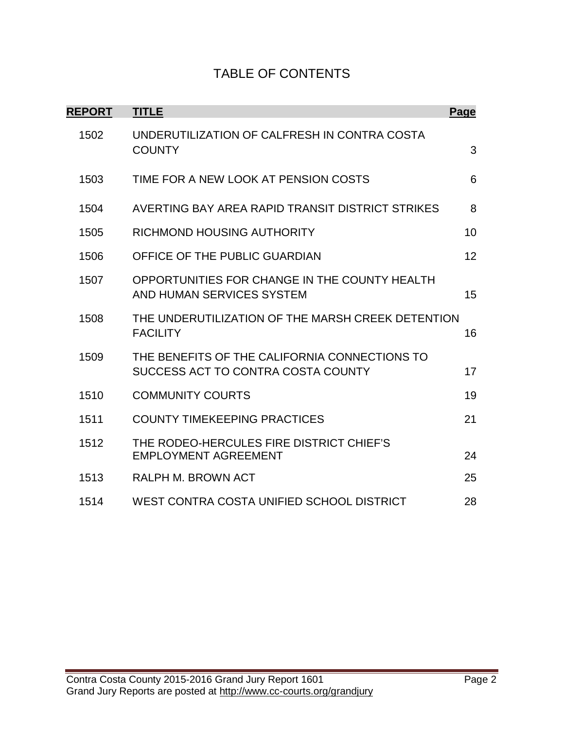# TABLE OF CONTENTS

| REPORT | TITLE | Page |
|---|---|---|
| 1502 | UNDERUTILIZATION OF CALFRESH IN CONTRA COSTA COUNTY | 3 |
| 1503 | TIME FOR A NEW LOOK AT PENSION COSTS | 6 |
| 1504 | AVERTING BAY AREA RAPID TRANSIT DISTRICT STRIKES | 8 |
| 1505 | RICHMOND HOUSING AUTHORITY | 10 |
| 1506 | OFFICE OF THE PUBLIC GUARDIAN | 12 |
| 1507 | OPPORTUNITIES FOR CHANGE IN THE COUNTY HEALTH AND HUMAN SERVICES SYSTEM | 15 |
| 1508 | THE UNDERUTILIZATION OF THE MARSH CREEK DETENTION FACILITY | 16 |
| 1509 | THE BENEFITS OF THE CALIFORNIA CONNECTIONS TO SUCCESS ACT TO CONTRA COSTA COUNTY | 17 |
| 1510 | COMMUNITY COURTS | 19 |
| 1511 | COUNTY TIMEKEEPING PRACTICES | 21 |
| 1512 | THE RODEO-HERCULES FIRE DISTRICT CHIEF'S EMPLOYMENT AGREEMENT | 24 |
| 1513 | RALPH M. BROWN ACT | 25 |
| 1514 | WEST CONTRA COSTA UNIFIED SCHOOL DISTRICT | 28 |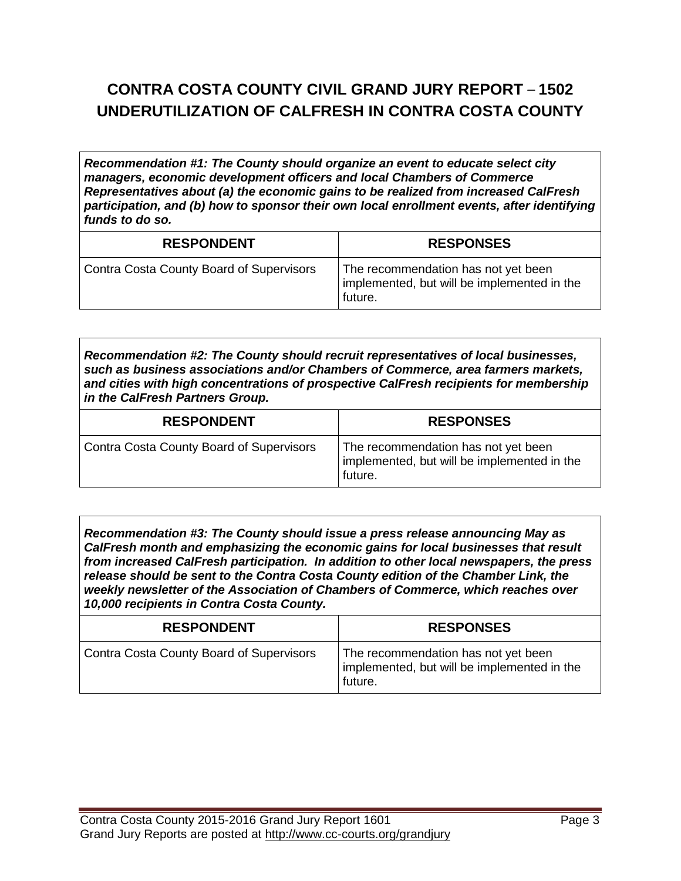# CONTRA COSTA COUNTY CIVIL GRAND JURY REPORT – 1502
# UNDERUTILIZATION OF CALFRESH IN CONTRA COSTA COUNTY

***Recommendation #1: The County should organize an event to educate select city managers, economic development officers and local Chambers of Commerce Representatives about (a) the economic gains to be realized from increased CalFresh participation, and (b) how to sponsor their own local enrollment events, after identifying funds to do so.***

| RESPONDENT | RESPONSES |
| --- | --- |
| Contra Costa County Board of Supervisors | The recommendation has not yet been implemented, but will be implemented in the future. |

***Recommendation #2: The County should recruit representatives of local businesses, such as business associations and/or Chambers of Commerce, area farmers markets, and cities with high concentrations of prospective CalFresh recipients for membership in the CalFresh Partners Group.***

| RESPONDENT | RESPONSES |
| --- | --- |
| Contra Costa County Board of Supervisors | The recommendation has not yet been implemented, but will be implemented in the future. |

***Recommendation #3: The County should issue a press release announcing May as CalFresh month and emphasizing the economic gains for local businesses that result from increased CalFresh participation. In addition to other local newspapers, the press release should be sent to the Contra Costa County edition of the Chamber Link, the weekly newsletter of the Association of Chambers of Commerce, which reaches over 10,000 recipients in Contra Costa County.***

| RESPONDENT | RESPONSES |
| --- | --- |
| Contra Costa County Board of Supervisors | The recommendation has not yet been implemented, but will be implemented in the future. |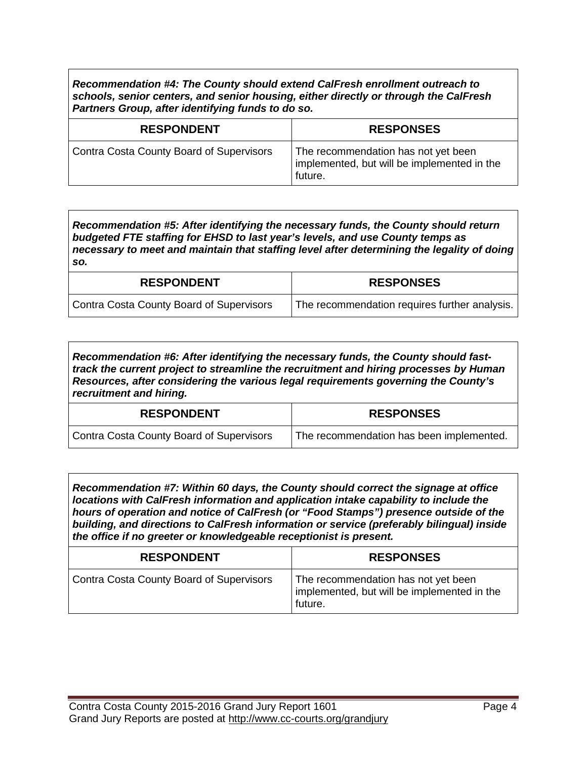***Recommendation #4: The County should extend CalFresh enrollment outreach to schools, senior centers, and senior housing, either directly or through the CalFresh Partners Group, after identifying funds to do so.***

| RESPONDENT | RESPONSES |
|---|---|
| Contra Costa County Board of Supervisors | The recommendation has not yet been implemented, but will be implemented in the future. |

***Recommendation #5: After identifying the necessary funds, the County should return budgeted FTE staffing for EHSD to last year's levels, and use County temps as necessary to meet and maintain that staffing level after determining the legality of doing so.***

| RESPONDENT | RESPONSES |
|---|---|
| Contra Costa County Board of Supervisors | The recommendation requires further analysis. |

***Recommendation #6: After identifying the necessary funds, the County should fast-track the current project to streamline the recruitment and hiring processes by Human Resources, after considering the various legal requirements governing the County's recruitment and hiring.***

| RESPONDENT | RESPONSES |
|---|---|
| Contra Costa County Board of Supervisors | The recommendation has been implemented. |

***Recommendation #7: Within 60 days, the County should correct the signage at office locations with CalFresh information and application intake capability to include the hours of operation and notice of CalFresh (or "Food Stamps") presence outside of the building, and directions to CalFresh information or service (preferably bilingual) inside the office if no greeter or knowledgeable receptionist is present.***

| RESPONDENT | RESPONSES |
|---|---|
| Contra Costa County Board of Supervisors | The recommendation has not yet been implemented, but will be implemented in the future. |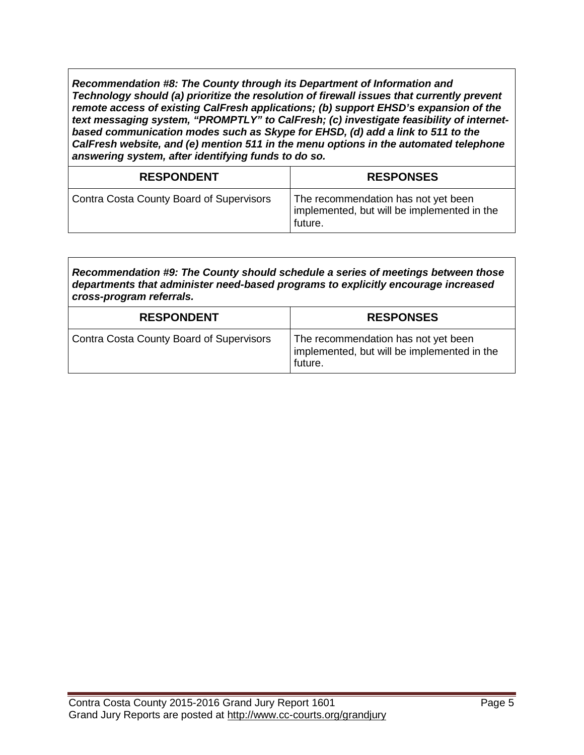***Recommendation #8: The County through its Department of Information and Technology should (a) prioritize the resolution of firewall issues that currently prevent remote access of existing CalFresh applications; (b) support EHSD's expansion of the text messaging system, "PROMPTLY" to CalFresh; (c) investigate feasibility of internet-based communication modes such as Skype for EHSD, (d) add a link to 511 to the CalFresh website, and (e) mention 511 in the menu options in the automated telephone answering system, after identifying funds to do so.***

| RESPONDENT | RESPONSES |
|---|---|
| Contra Costa County Board of Supervisors | The recommendation has not yet been implemented, but will be implemented in the future. |

***Recommendation #9: The County should schedule a series of meetings between those departments that administer need-based programs to explicitly encourage increased cross-program referrals.***

| RESPONDENT | RESPONSES |
|---|---|
| Contra Costa County Board of Supervisors | The recommendation has not yet been implemented, but will be implemented in the future. |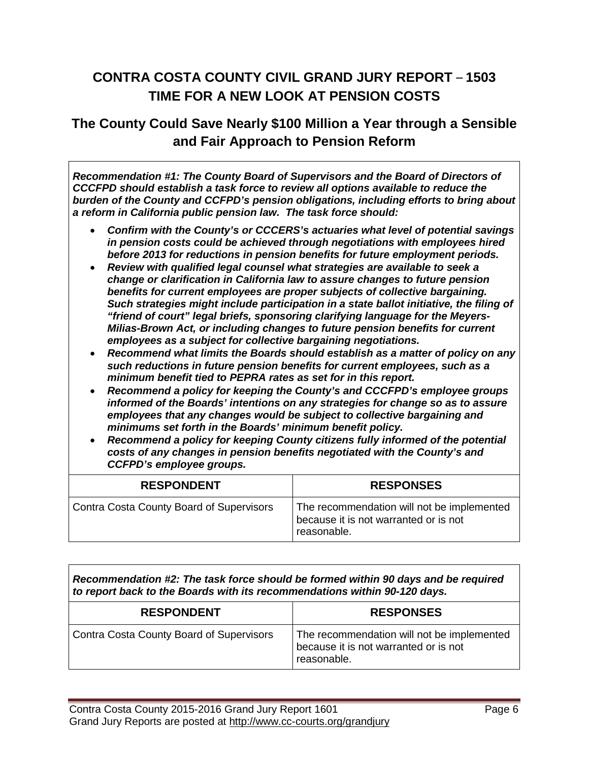## CONTRA COSTA COUNTY CIVIL GRAND JURY REPORT – 1503
## TIME FOR A NEW LOOK AT PENSION COSTS

### The County Could Save Nearly $100 Million a Year through a Sensible and Fair Approach to Pension Reform

***Recommendation #1: The County Board of Supervisors and the Board of Directors of CCCFPD should establish a task force to review all options available to reduce the burden of the County and CCFPD's pension obligations, including efforts to bring about a reform in California public pension law. The task force should:***

- ***Confirm with the County's or CCCERS's actuaries what level of potential savings in pension costs could be achieved through negotiations with employees hired before 2013 for reductions in pension benefits for future employment periods.***
- ***Review with qualified legal counsel what strategies are available to seek a change or clarification in California law to assure changes to future pension benefits for current employees are proper subjects of collective bargaining. Such strategies might include participation in a state ballot initiative, the filing of "friend of court" legal briefs, sponsoring clarifying language for the Meyers-Milias-Brown Act, or including changes to future pension benefits for current employees as a subject for collective bargaining negotiations.***
- ***Recommend what limits the Boards should establish as a matter of policy on any such reductions in future pension benefits for current employees, such as a minimum benefit tied to PEPRA rates as set for in this report.***
- ***Recommend a policy for keeping the County's and CCCFPD's employee groups informed of the Boards' intentions on any strategies for change so as to assure employees that any changes would be subject to collective bargaining and minimums set forth in the Boards' minimum benefit policy.***
- ***Recommend a policy for keeping County citizens fully informed of the potential costs of any changes in pension benefits negotiated with the County's and CCFPD's employee groups.***

| RESPONDENT | RESPONSES |
| --- | --- |
| Contra Costa County Board of Supervisors | The recommendation will not be implemented because it is not warranted or is not reasonable. |

***Recommendation #2: The task force should be formed within 90 days and be required to report back to the Boards with its recommendations within 90-120 days.***

| RESPONDENT | RESPONSES |
| --- | --- |
| Contra Costa County Board of Supervisors | The recommendation will not be implemented because it is not warranted or is not reasonable. |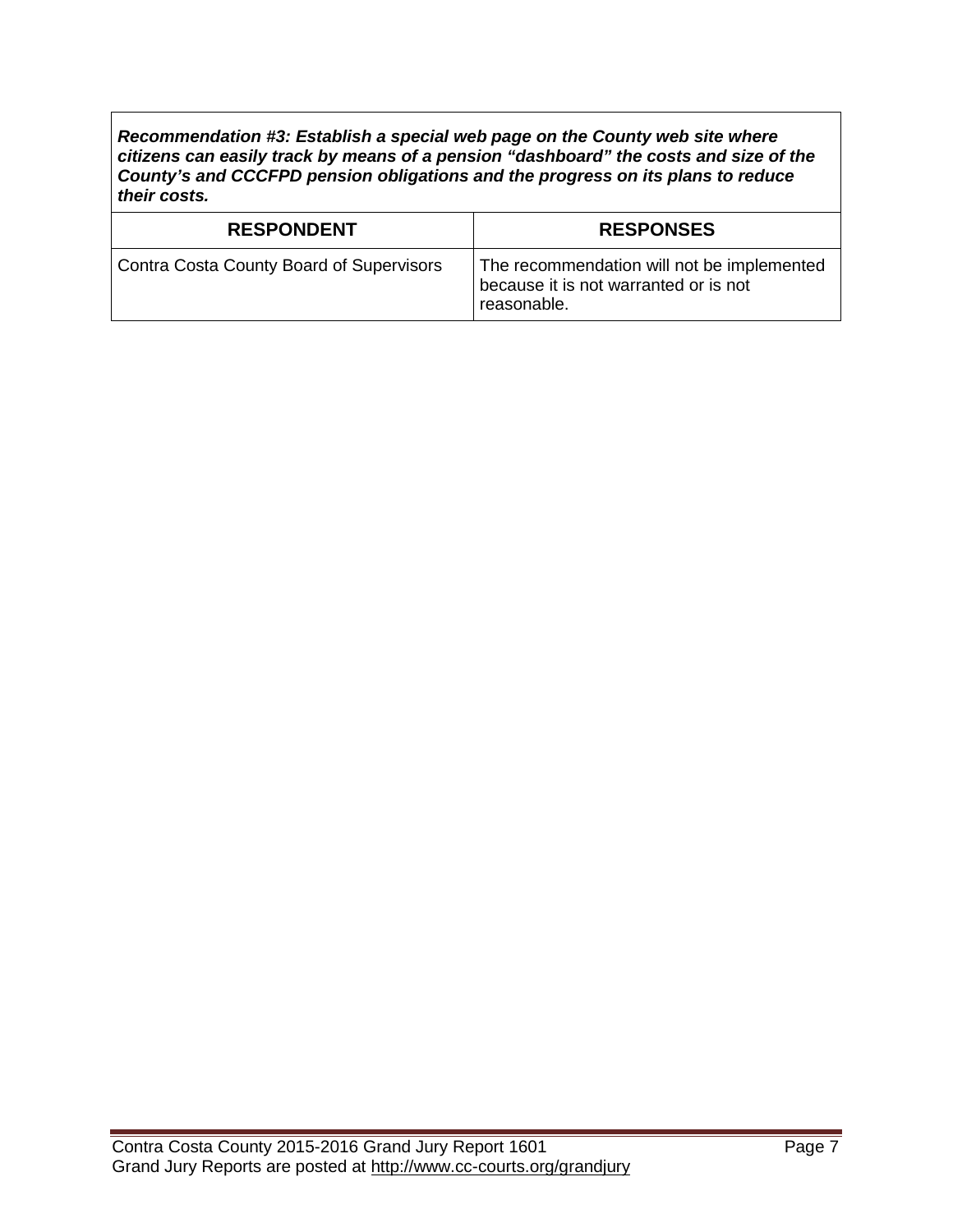***Recommendation #3: Establish a special web page on the County web site where citizens can easily track by means of a pension "dashboard" the costs and size of the County's and CCCFPD pension obligations and the progress on its plans to reduce their costs.***

| RESPONDENT | RESPONSES |
|---|---|
| Contra Costa County Board of Supervisors | The recommendation will not be implemented because it is not warranted or is not reasonable. |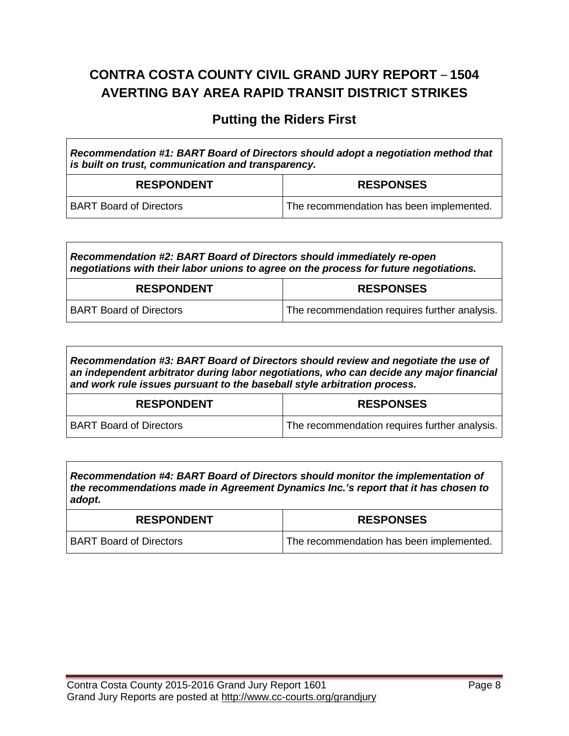# CONTRA COSTA COUNTY CIVIL GRAND JURY REPORT – 1504
# AVERTING BAY AREA RAPID TRANSIT DISTRICT STRIKES

## Putting the Riders First

***Recommendation #1: BART Board of Directors should adopt a negotiation method that is built on trust, communication and transparency.***

| RESPONDENT | RESPONSES |
|---|---|
| BART Board of Directors | The recommendation has been implemented. |

***Recommendation #2: BART Board of Directors should immediately re-open negotiations with their labor unions to agree on the process for future negotiations.***

| RESPONDENT | RESPONSES |
|---|---|
| BART Board of Directors | The recommendation requires further analysis. |

***Recommendation #3: BART Board of Directors should review and negotiate the use of an independent arbitrator during labor negotiations, who can decide any major financial and work rule issues pursuant to the baseball style arbitration process.***

| RESPONDENT | RESPONSES |
|---|---|
| BART Board of Directors | The recommendation requires further analysis. |

***Recommendation #4: BART Board of Directors should monitor the implementation of the recommendations made in Agreement Dynamics Inc.'s report that it has chosen to adopt.***

| RESPONDENT | RESPONSES |
|---|---|
| BART Board of Directors | The recommendation has been implemented. |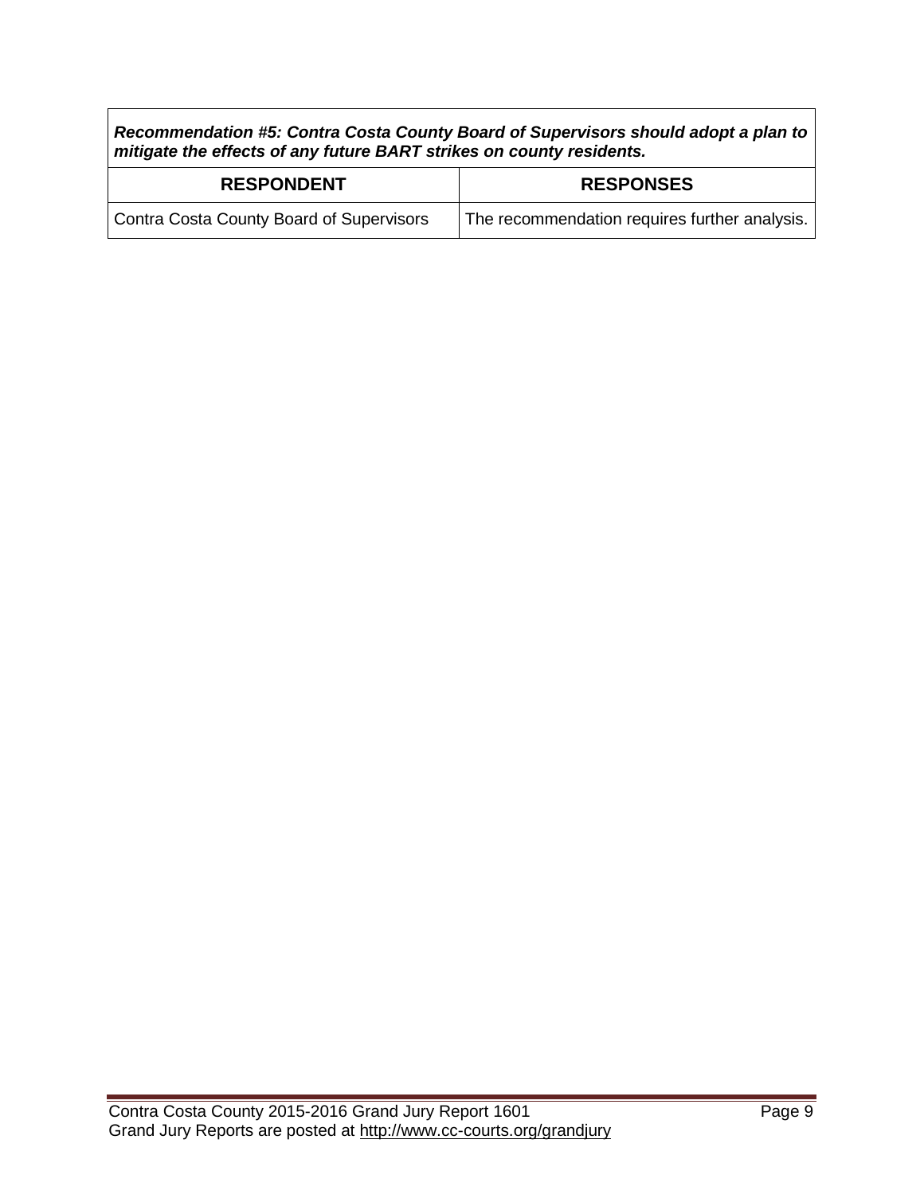| ***Recommendation #5: Contra Costa County Board of Supervisors should adopt a plan to mitigate the effects of any future BART strikes on county residents.*** | |
|---|---|
| **RESPONDENT** | **RESPONSES** |
| Contra Costa County Board of Supervisors | The recommendation requires further analysis. |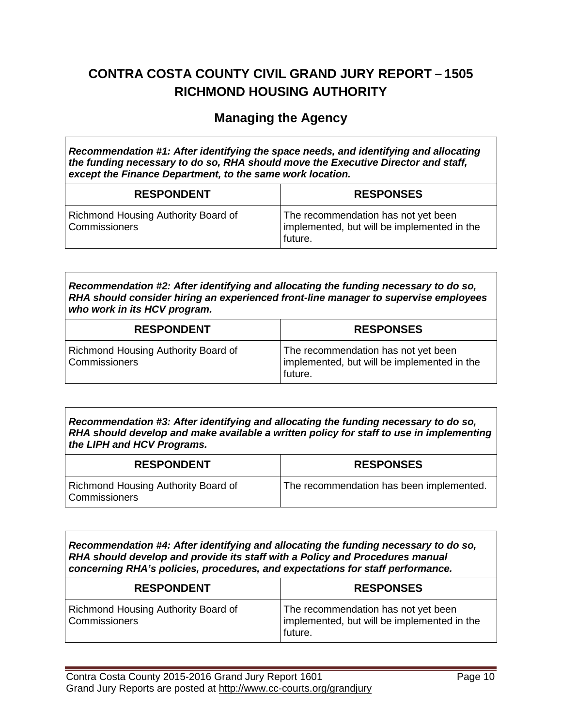# CONTRA COSTA COUNTY CIVIL GRAND JURY REPORT – 1505 RICHMOND HOUSING AUTHORITY

## Managing the Agency

***Recommendation #1: After identifying the space needs, and identifying and allocating the funding necessary to do so, RHA should move the Executive Director and staff, except the Finance Department, to the same work location.***

| RESPONDENT | RESPONSES |
|---|---|
| Richmond Housing Authority Board of Commissioners | The recommendation has not yet been implemented, but will be implemented in the future. |

***Recommendation #2: After identifying and allocating the funding necessary to do so, RHA should consider hiring an experienced front-line manager to supervise employees who work in its HCV program.***

| RESPONDENT | RESPONSES |
|---|---|
| Richmond Housing Authority Board of Commissioners | The recommendation has not yet been implemented, but will be implemented in the future. |

***Recommendation #3: After identifying and allocating the funding necessary to do so, RHA should develop and make available a written policy for staff to use in implementing the LIPH and HCV Programs.***

| RESPONDENT | RESPONSES |
|---|---|
| Richmond Housing Authority Board of Commissioners | The recommendation has been implemented. |

***Recommendation #4: After identifying and allocating the funding necessary to do so, RHA should develop and provide its staff with a Policy and Procedures manual concerning RHA's policies, procedures, and expectations for staff performance.***

| RESPONDENT | RESPONSES |
|---|---|
| Richmond Housing Authority Board of Commissioners | The recommendation has not yet been implemented, but will be implemented in the future. |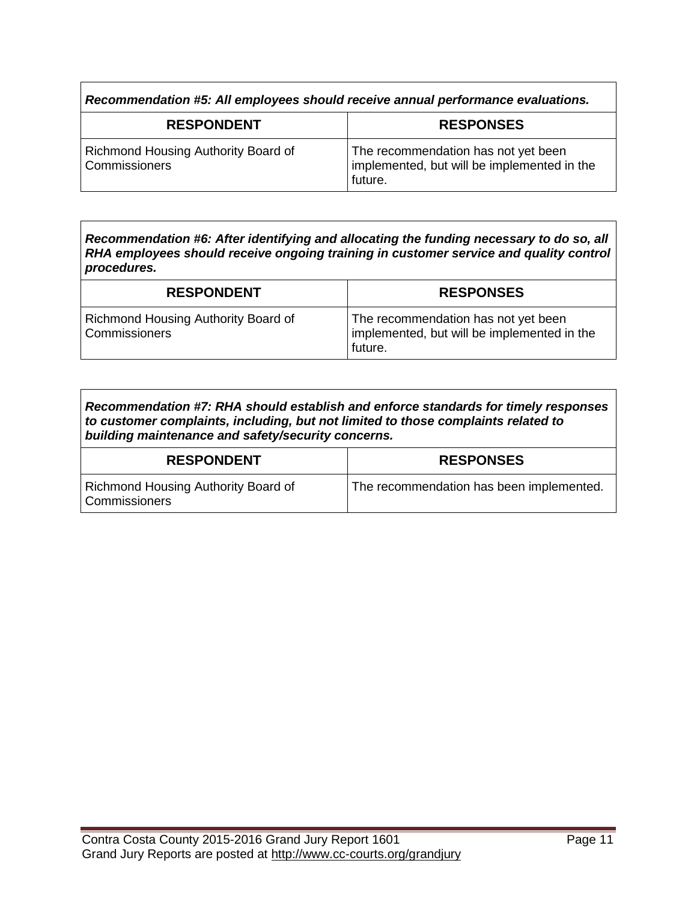***Recommendation #5: All employees should receive annual performance evaluations.***

| RESPONDENT | RESPONSES |
|---|---|
| Richmond Housing Authority Board of Commissioners | The recommendation has not yet been implemented, but will be implemented in the future. |

***Recommendation #6: After identifying and allocating the funding necessary to do so, all RHA employees should receive ongoing training in customer service and quality control procedures.***

| RESPONDENT | RESPONSES |
|---|---|
| Richmond Housing Authority Board of Commissioners | The recommendation has not yet been implemented, but will be implemented in the future. |

***Recommendation #7: RHA should establish and enforce standards for timely responses to customer complaints, including, but not limited to those complaints related to building maintenance and safety/security concerns.***

| RESPONDENT | RESPONSES |
|---|---|
| Richmond Housing Authority Board of Commissioners | The recommendation has been implemented. |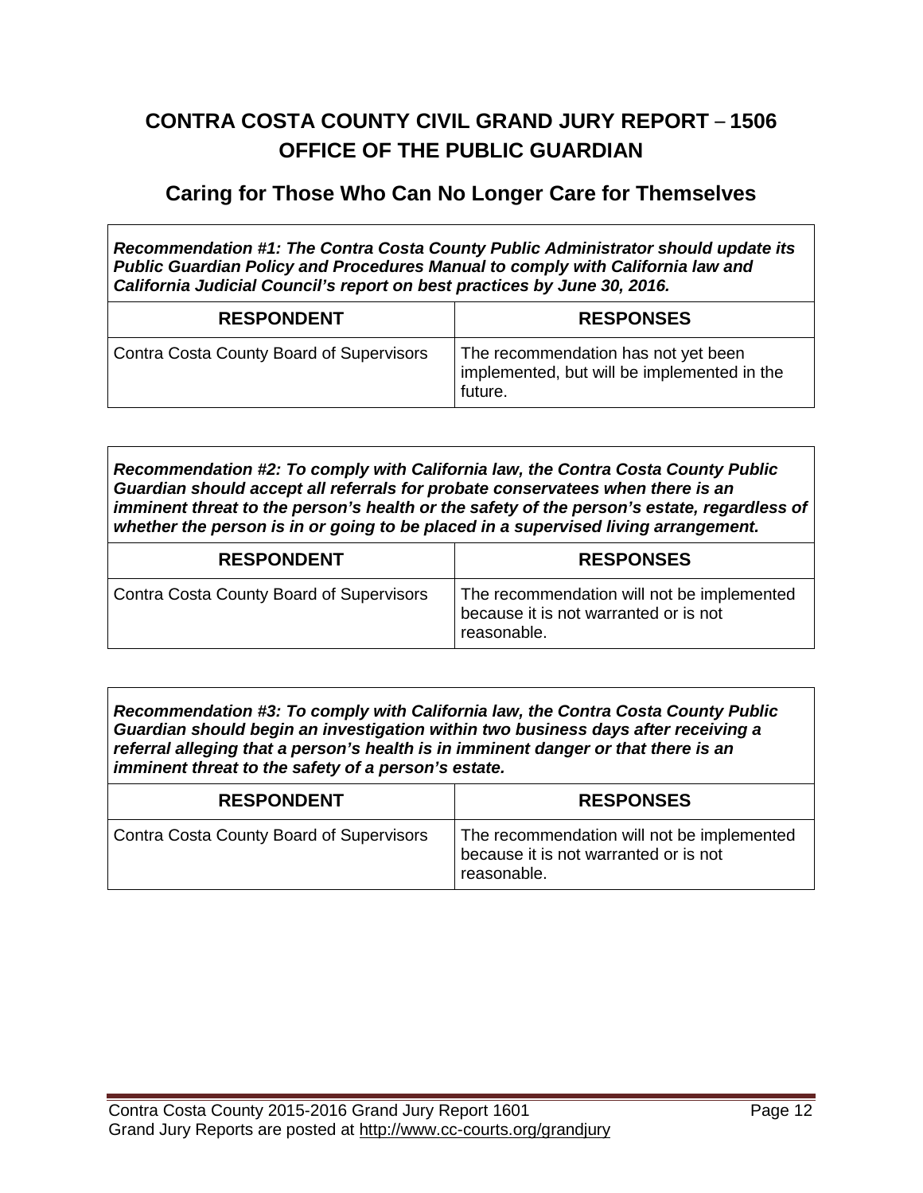# CONTRA COSTA COUNTY CIVIL GRAND JURY REPORT – 1506
# OFFICE OF THE PUBLIC GUARDIAN

## Caring for Those Who Can No Longer Care for Themselves

***Recommendation #1: The Contra Costa County Public Administrator should update its Public Guardian Policy and Procedures Manual to comply with California law and California Judicial Council's report on best practices by June 30, 2016.***

| RESPONDENT | RESPONSES |
|---|---|
| Contra Costa County Board of Supervisors | The recommendation has not yet been implemented, but will be implemented in the future. |

***Recommendation #2: To comply with California law, the Contra Costa County Public Guardian should accept all referrals for probate conservatees when there is an imminent threat to the person's health or the safety of the person's estate, regardless of whether the person is in or going to be placed in a supervised living arrangement.***

| RESPONDENT | RESPONSES |
|---|---|
| Contra Costa County Board of Supervisors | The recommendation will not be implemented because it is not warranted or is not reasonable. |

***Recommendation #3: To comply with California law, the Contra Costa County Public Guardian should begin an investigation within two business days after receiving a referral alleging that a person's health is in imminent danger or that there is an imminent threat to the safety of a person's estate.***

| RESPONDENT | RESPONSES |
|---|---|
| Contra Costa County Board of Supervisors | The recommendation will not be implemented because it is not warranted or is not reasonable. |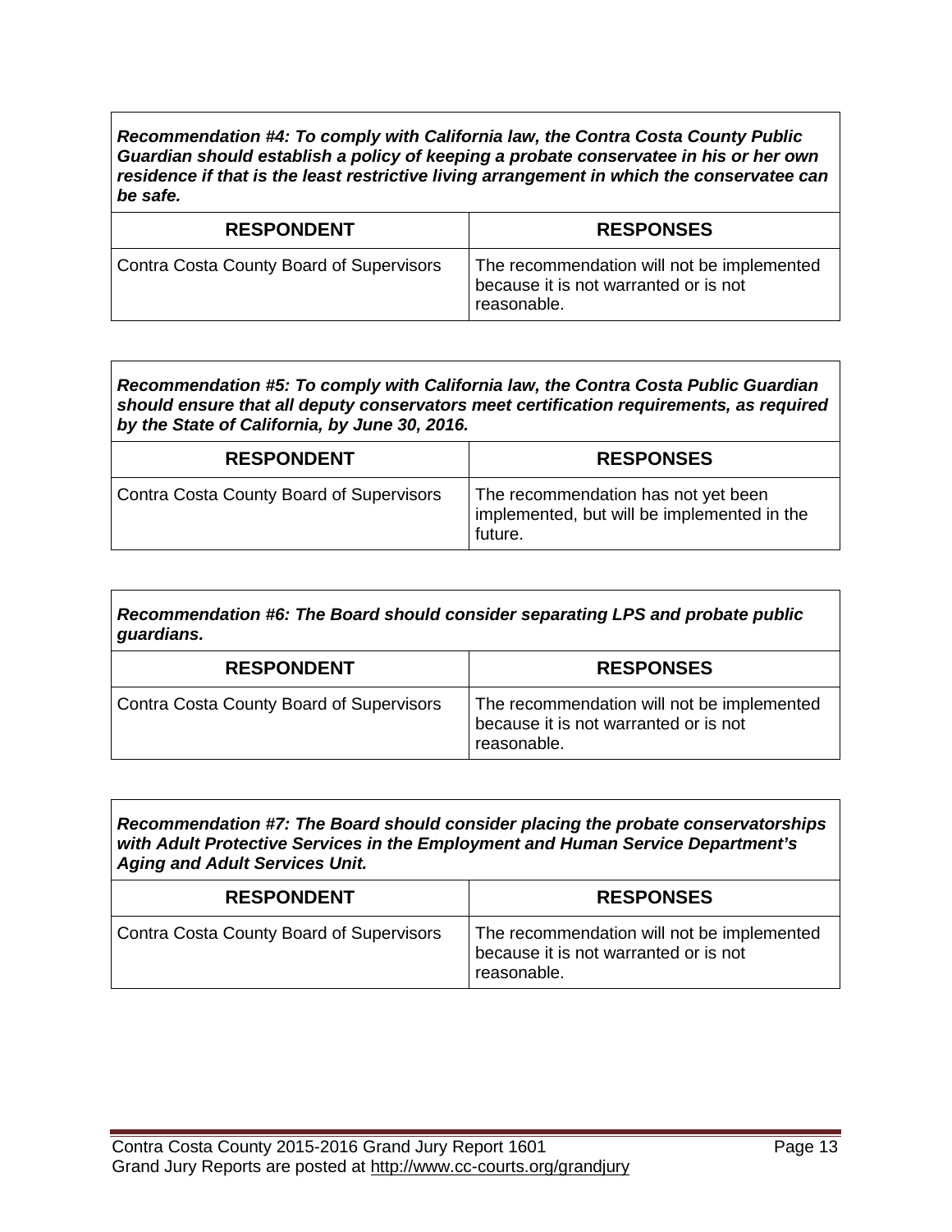***Recommendation #4: To comply with California law, the Contra Costa County Public Guardian should establish a policy of keeping a probate conservatee in his or her own residence if that is the least restrictive living arrangement in which the conservatee can be safe.***

| RESPONDENT | RESPONSES |
|---|---|
| Contra Costa County Board of Supervisors | The recommendation will not be implemented because it is not warranted or is not reasonable. |

***Recommendation #5: To comply with California law, the Contra Costa Public Guardian should ensure that all deputy conservators meet certification requirements, as required by the State of California, by June 30, 2016.***

| RESPONDENT | RESPONSES |
|---|---|
| Contra Costa County Board of Supervisors | The recommendation has not yet been implemented, but will be implemented in the future. |

***Recommendation #6: The Board should consider separating LPS and probate public guardians.***

| RESPONDENT | RESPONSES |
|---|---|
| Contra Costa County Board of Supervisors | The recommendation will not be implemented because it is not warranted or is not reasonable. |

***Recommendation #7: The Board should consider placing the probate conservatorships with Adult Protective Services in the Employment and Human Service Department's Aging and Adult Services Unit.***

| RESPONDENT | RESPONSES |
|---|---|
| Contra Costa County Board of Supervisors | The recommendation will not be implemented because it is not warranted or is not reasonable. |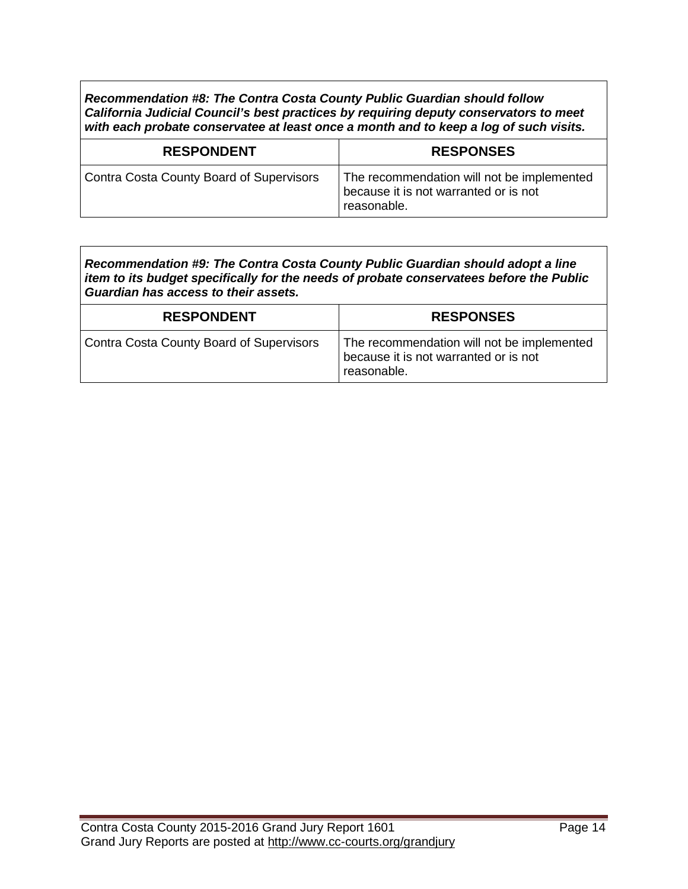***Recommendation #8: The Contra Costa County Public Guardian should follow California Judicial Council's best practices by requiring deputy conservators to meet with each probate conservatee at least once a month and to keep a log of such visits.***

| RESPONDENT | RESPONSES |
| --- | --- |
| Contra Costa County Board of Supervisors | The recommendation will not be implemented because it is not warranted or is not reasonable. |

***Recommendation #9: The Contra Costa County Public Guardian should adopt a line item to its budget specifically for the needs of probate conservatees before the Public Guardian has access to their assets.***

| RESPONDENT | RESPONSES |
| --- | --- |
| Contra Costa County Board of Supervisors | The recommendation will not be implemented because it is not warranted or is not reasonable. |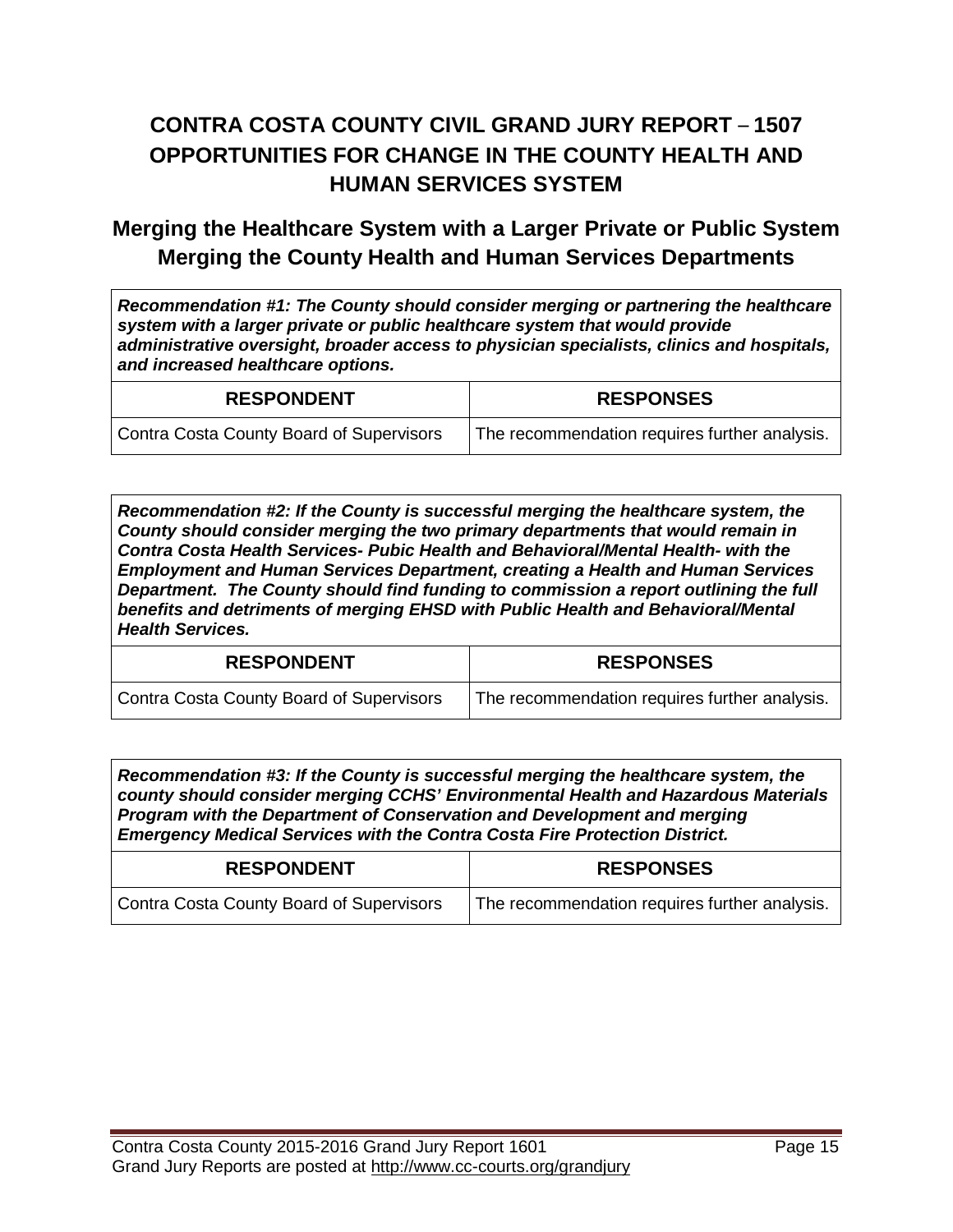# CONTRA COSTA COUNTY CIVIL GRAND JURY REPORT – 1507 OPPORTUNITIES FOR CHANGE IN THE COUNTY HEALTH AND HUMAN SERVICES SYSTEM

## Merging the Healthcare System with a Larger Private or Public System Merging the County Health and Human Services Departments

***Recommendation #1: The County should consider merging or partnering the healthcare system with a larger private or public healthcare system that would provide administrative oversight, broader access to physician specialists, clinics and hospitals, and increased healthcare options.***

| RESPONDENT | RESPONSES |
|---|---|
| Contra Costa County Board of Supervisors | The recommendation requires further analysis. |

***Recommendation #2: If the County is successful merging the healthcare system, the County should consider merging the two primary departments that would remain in Contra Costa Health Services- Pubic Health and Behavioral/Mental Health- with the Employment and Human Services Department, creating a Health and Human Services Department. The County should find funding to commission a report outlining the full benefits and detriments of merging EHSD with Public Health and Behavioral/Mental Health Services.***

| RESPONDENT | RESPONSES |
|---|---|
| Contra Costa County Board of Supervisors | The recommendation requires further analysis. |

***Recommendation #3: If the County is successful merging the healthcare system, the county should consider merging CCHS' Environmental Health and Hazardous Materials Program with the Department of Conservation and Development and merging Emergency Medical Services with the Contra Costa Fire Protection District.***

| RESPONDENT | RESPONSES |
|---|---|
| Contra Costa County Board of Supervisors | The recommendation requires further analysis. |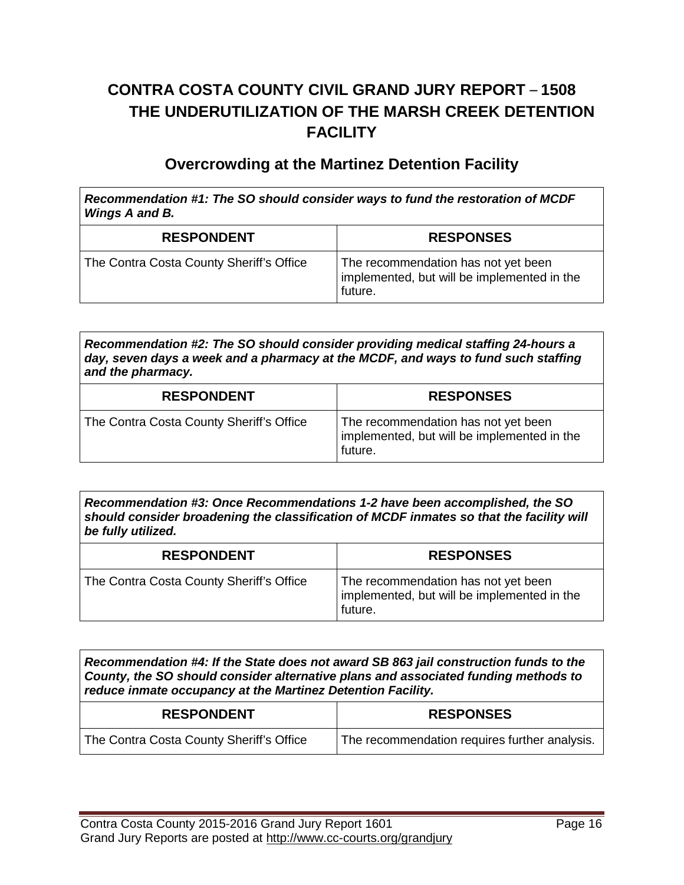# CONTRA COSTA COUNTY CIVIL GRAND JURY REPORT – 1508
# THE UNDERUTILIZATION OF THE MARSH CREEK DETENTION FACILITY

## Overcrowding at the Martinez Detention Facility

***Recommendation #1: The SO should consider ways to fund the restoration of MCDF Wings A and B.***

| RESPONDENT | RESPONSES |
|---|---|
| The Contra Costa County Sheriff's Office | The recommendation has not yet been implemented, but will be implemented in the future. |

***Recommendation #2: The SO should consider providing medical staffing 24-hours a day, seven days a week and a pharmacy at the MCDF, and ways to fund such staffing and the pharmacy.***

| RESPONDENT | RESPONSES |
|---|---|
| The Contra Costa County Sheriff's Office | The recommendation has not yet been implemented, but will be implemented in the future. |

***Recommendation #3: Once Recommendations 1-2 have been accomplished, the SO should consider broadening the classification of MCDF inmates so that the facility will be fully utilized.***

| RESPONDENT | RESPONSES |
|---|---|
| The Contra Costa County Sheriff's Office | The recommendation has not yet been implemented, but will be implemented in the future. |

***Recommendation #4: If the State does not award SB 863 jail construction funds to the County, the SO should consider alternative plans and associated funding methods to reduce inmate occupancy at the Martinez Detention Facility.***

| RESPONDENT | RESPONSES |
|---|---|
| The Contra Costa County Sheriff's Office | The recommendation requires further analysis. |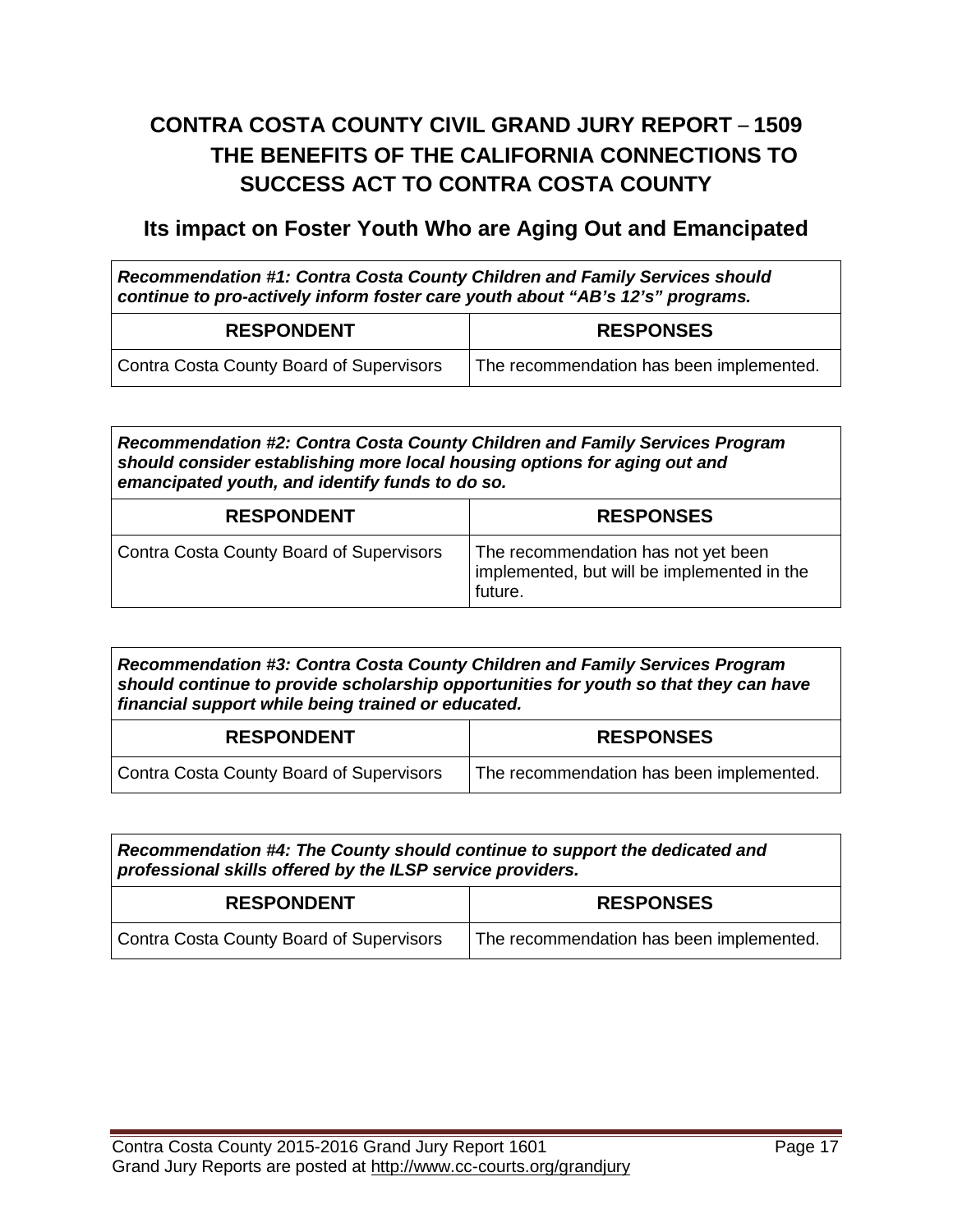# CONTRA COSTA COUNTY CIVIL GRAND JURY REPORT – 1509
# THE BENEFITS OF THE CALIFORNIA CONNECTIONS TO SUCCESS ACT TO CONTRA COSTA COUNTY

## Its impact on Foster Youth Who are Aging Out and Emancipated

***Recommendation #1: Contra Costa County Children and Family Services should continue to pro-actively inform foster care youth about "AB's 12's" programs.***

| RESPONDENT | RESPONSES |
|---|---|
| Contra Costa County Board of Supervisors | The recommendation has been implemented. |

***Recommendation #2: Contra Costa County Children and Family Services Program should consider establishing more local housing options for aging out and emancipated youth, and identify funds to do so.***

| RESPONDENT | RESPONSES |
|---|---|
| Contra Costa County Board of Supervisors | The recommendation has not yet been implemented, but will be implemented in the future. |

***Recommendation #3: Contra Costa County Children and Family Services Program should continue to provide scholarship opportunities for youth so that they can have financial support while being trained or educated.***

| RESPONDENT | RESPONSES |
|---|---|
| Contra Costa County Board of Supervisors | The recommendation has been implemented. |

***Recommendation #4: The County should continue to support the dedicated and professional skills offered by the ILSP service providers.***

| RESPONDENT | RESPONSES |
|---|---|
| Contra Costa County Board of Supervisors | The recommendation has been implemented. |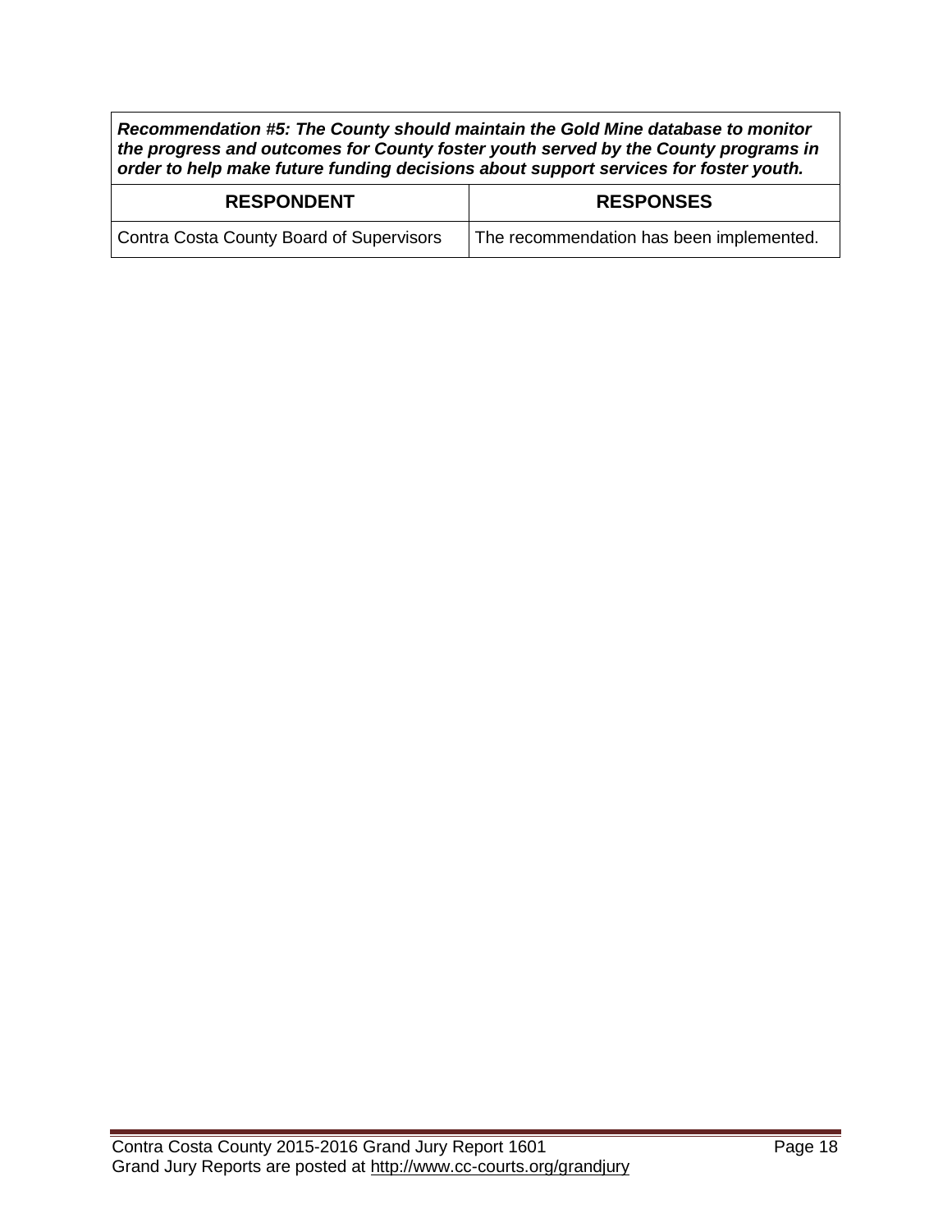***Recommendation #5: The County should maintain the Gold Mine database to monitor the progress and outcomes for County foster youth served by the County programs in order to help make future funding decisions about support services for foster youth.***

| RESPONDENT | RESPONSES |
| --- | --- |
| Contra Costa County Board of Supervisors | The recommendation has been implemented. |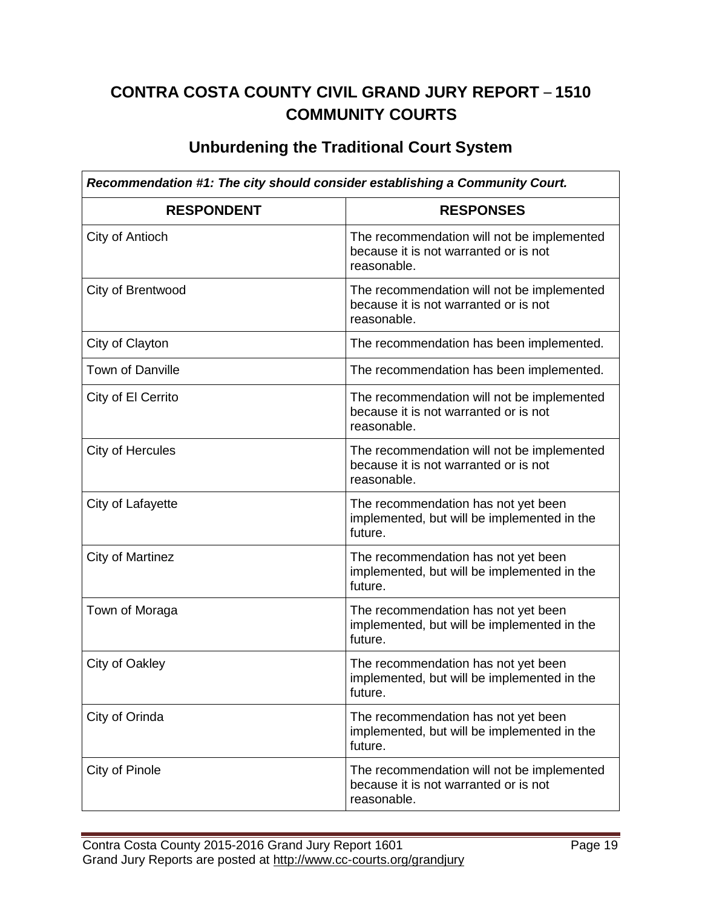# CONTRA COSTA COUNTY CIVIL GRAND JURY REPORT – 1510 COMMUNITY COURTS

## Unburdening the Traditional Court System

| ***Recommendation #1: The city should consider establishing a Community Court.*** | |
|---|---|
| **RESPONDENT** | **RESPONSES** |
| City of Antioch | The recommendation will not be implemented because it is not warranted or is not reasonable. |
| City of Brentwood | The recommendation will not be implemented because it is not warranted or is not reasonable. |
| City of Clayton | The recommendation has been implemented. |
| Town of Danville | The recommendation has been implemented. |
| City of El Cerrito | The recommendation will not be implemented because it is not warranted or is not reasonable. |
| City of Hercules | The recommendation will not be implemented because it is not warranted or is not reasonable. |
| City of Lafayette | The recommendation has not yet been implemented, but will be implemented in the future. |
| City of Martinez | The recommendation has not yet been implemented, but will be implemented in the future. |
| Town of Moraga | The recommendation has not yet been implemented, but will be implemented in the future. |
| City of Oakley | The recommendation has not yet been implemented, but will be implemented in the future. |
| City of Orinda | The recommendation has not yet been implemented, but will be implemented in the future. |
| City of Pinole | The recommendation will not be implemented because it is not warranted or is not reasonable. |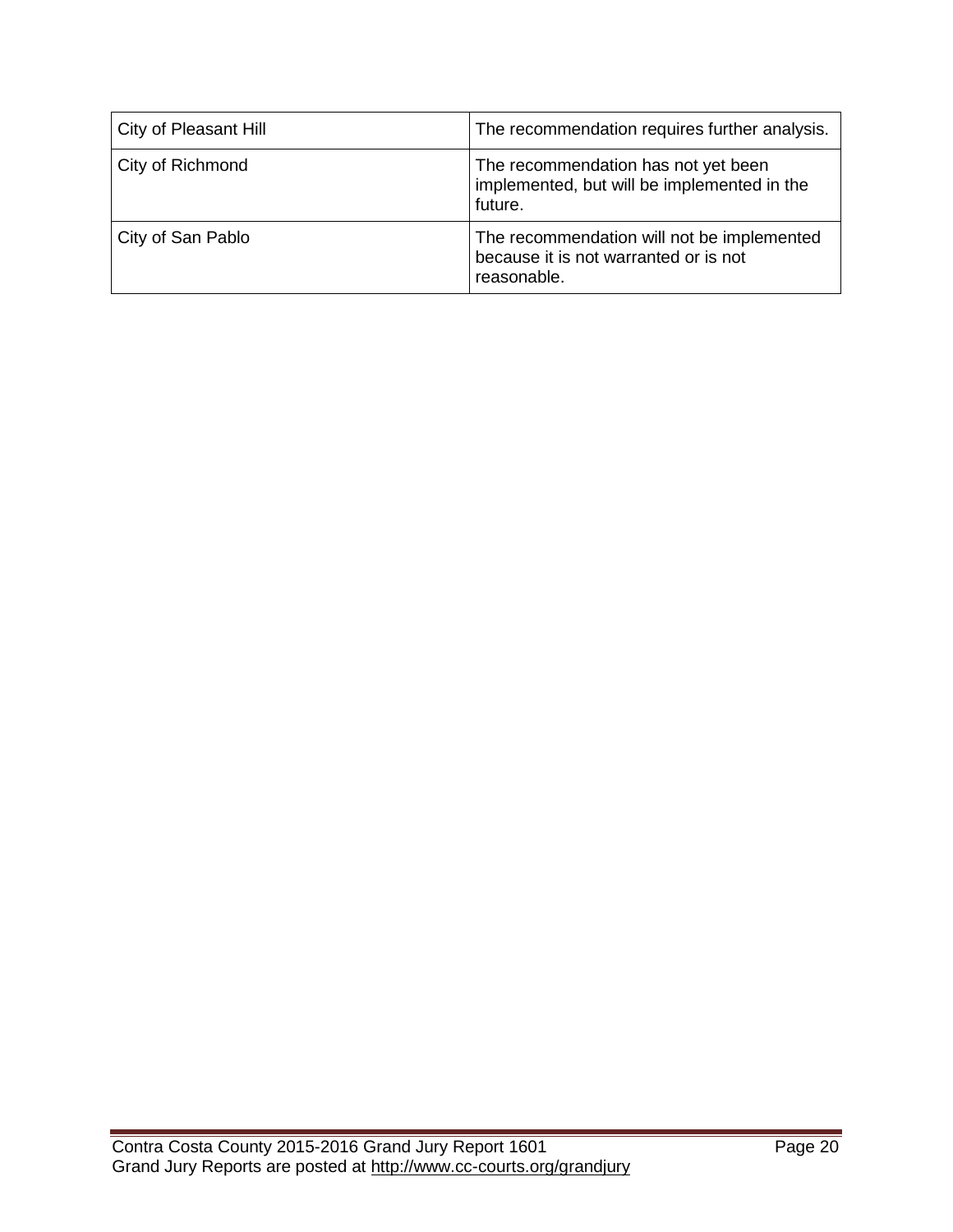| | |
|---|---|
| City of Pleasant Hill | The recommendation requires further analysis. |
| City of Richmond | The recommendation has not yet been implemented, but will be implemented in the future. |
| City of San Pablo | The recommendation will not be implemented because it is not warranted or is not reasonable. |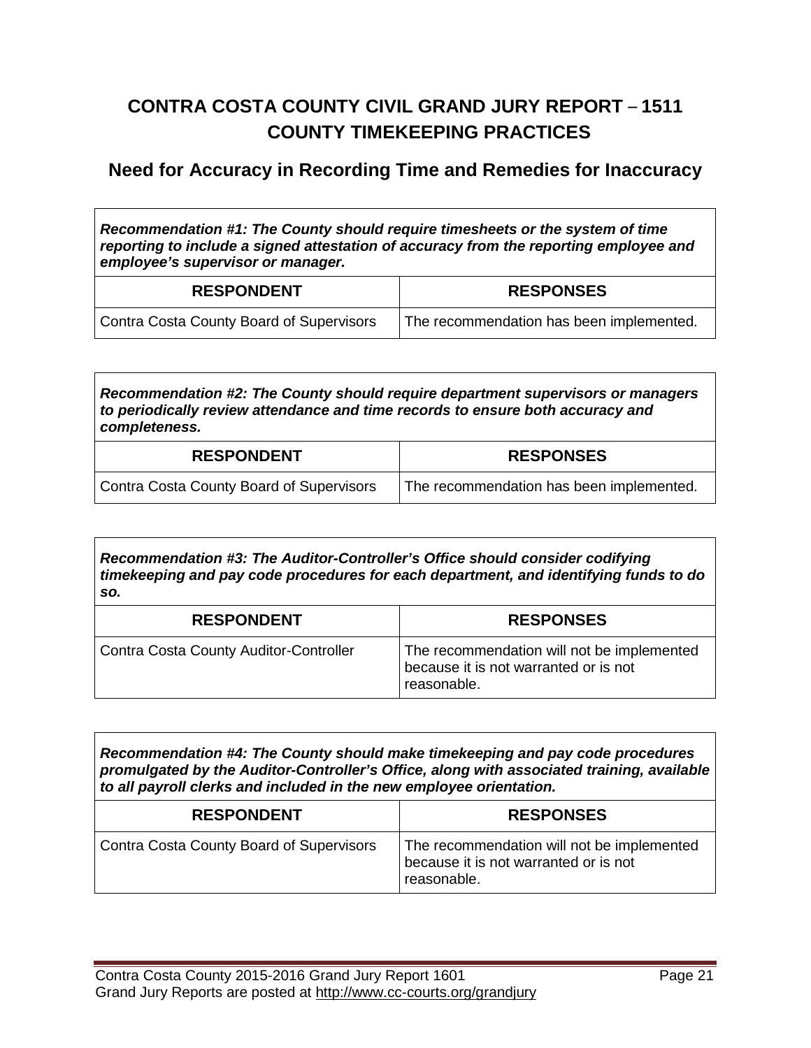# CONTRA COSTA COUNTY CIVIL GRAND JURY REPORT – 1511
# COUNTY TIMEKEEPING PRACTICES

## Need for Accuracy in Recording Time and Remedies for Inaccuracy

***Recommendation #1: The County should require timesheets or the system of time reporting to include a signed attestation of accuracy from the reporting employee and employee's supervisor or manager.***

| RESPONDENT | RESPONSES |
|---|---|
| Contra Costa County Board of Supervisors | The recommendation has been implemented. |

***Recommendation #2: The County should require department supervisors or managers to periodically review attendance and time records to ensure both accuracy and completeness.***

| RESPONDENT | RESPONSES |
|---|---|
| Contra Costa County Board of Supervisors | The recommendation has been implemented. |

***Recommendation #3: The Auditor-Controller's Office should consider codifying timekeeping and pay code procedures for each department, and identifying funds to do so.***

| RESPONDENT | RESPONSES |
|---|---|
| Contra Costa County Auditor-Controller | The recommendation will not be implemented because it is not warranted or is not reasonable. |

***Recommendation #4: The County should make timekeeping and pay code procedures promulgated by the Auditor-Controller's Office, along with associated training, available to all payroll clerks and included in the new employee orientation.***

| RESPONDENT | RESPONSES |
|---|---|
| Contra Costa County Board of Supervisors | The recommendation will not be implemented because it is not warranted or is not reasonable. |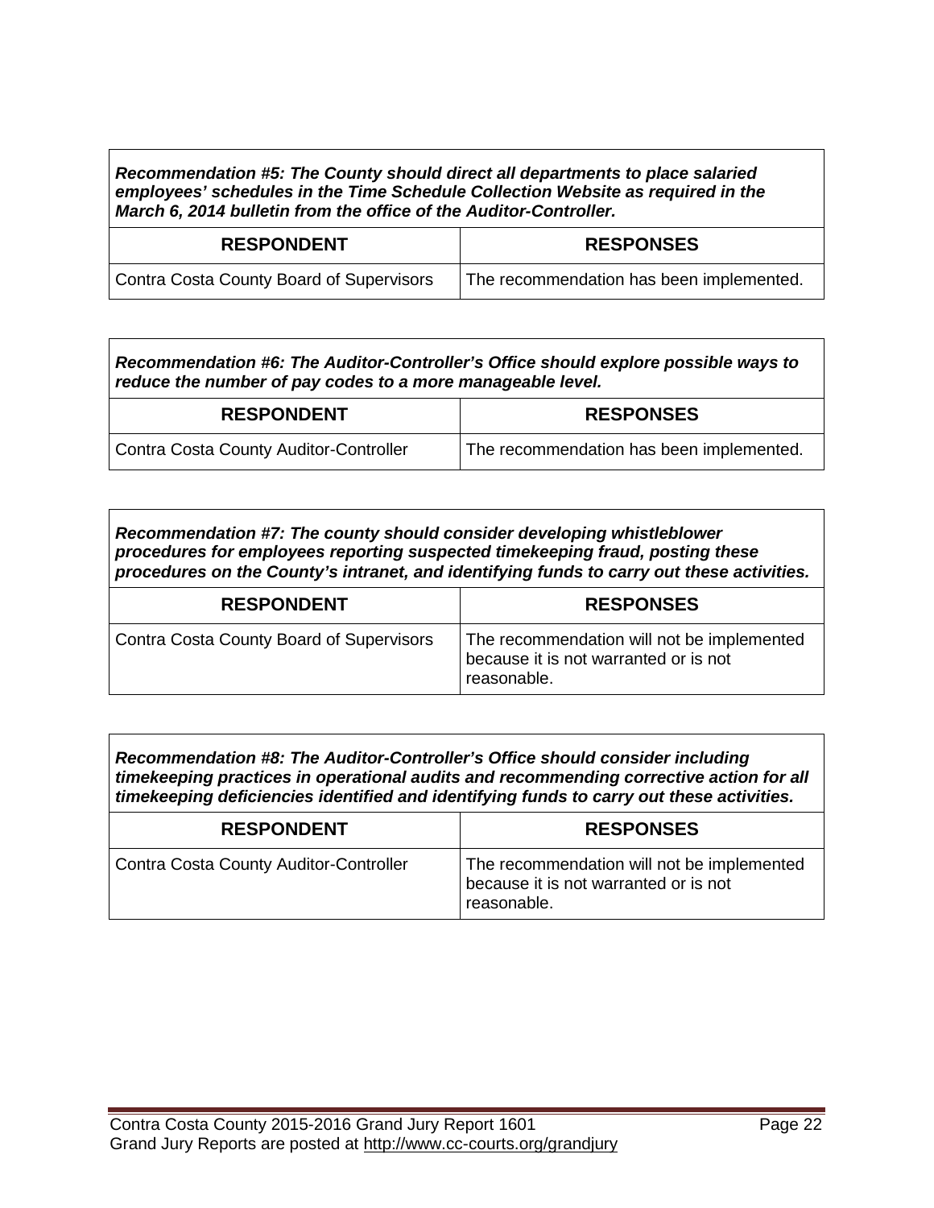| ***Recommendation #5: The County should direct all departments to place salaried employees' schedules in the Time Schedule Collection Website as required in the March 6, 2014 bulletin from the office of the Auditor-Controller.*** | |
|---|---|
| **RESPONDENT** | **RESPONSES** |
| Contra Costa County Board of Supervisors | The recommendation has been implemented. |

| ***Recommendation #6: The Auditor-Controller's Office should explore possible ways to reduce the number of pay codes to a more manageable level.*** | |
|---|---|
| **RESPONDENT** | **RESPONSES** |
| Contra Costa County Auditor-Controller | The recommendation has been implemented. |

| ***Recommendation #7: The county should consider developing whistleblower procedures for employees reporting suspected timekeeping fraud, posting these procedures on the County's intranet, and identifying funds to carry out these activities.*** | |
|---|---|
| **RESPONDENT** | **RESPONSES** |
| Contra Costa County Board of Supervisors | The recommendation will not be implemented because it is not warranted or is not reasonable. |

| ***Recommendation #8: The Auditor-Controller's Office should consider including timekeeping practices in operational audits and recommending corrective action for all timekeeping deficiencies identified and identifying funds to carry out these activities.*** | |
|---|---|
| **RESPONDENT** | **RESPONSES** |
| Contra Costa County Auditor-Controller | The recommendation will not be implemented because it is not warranted or is not reasonable. |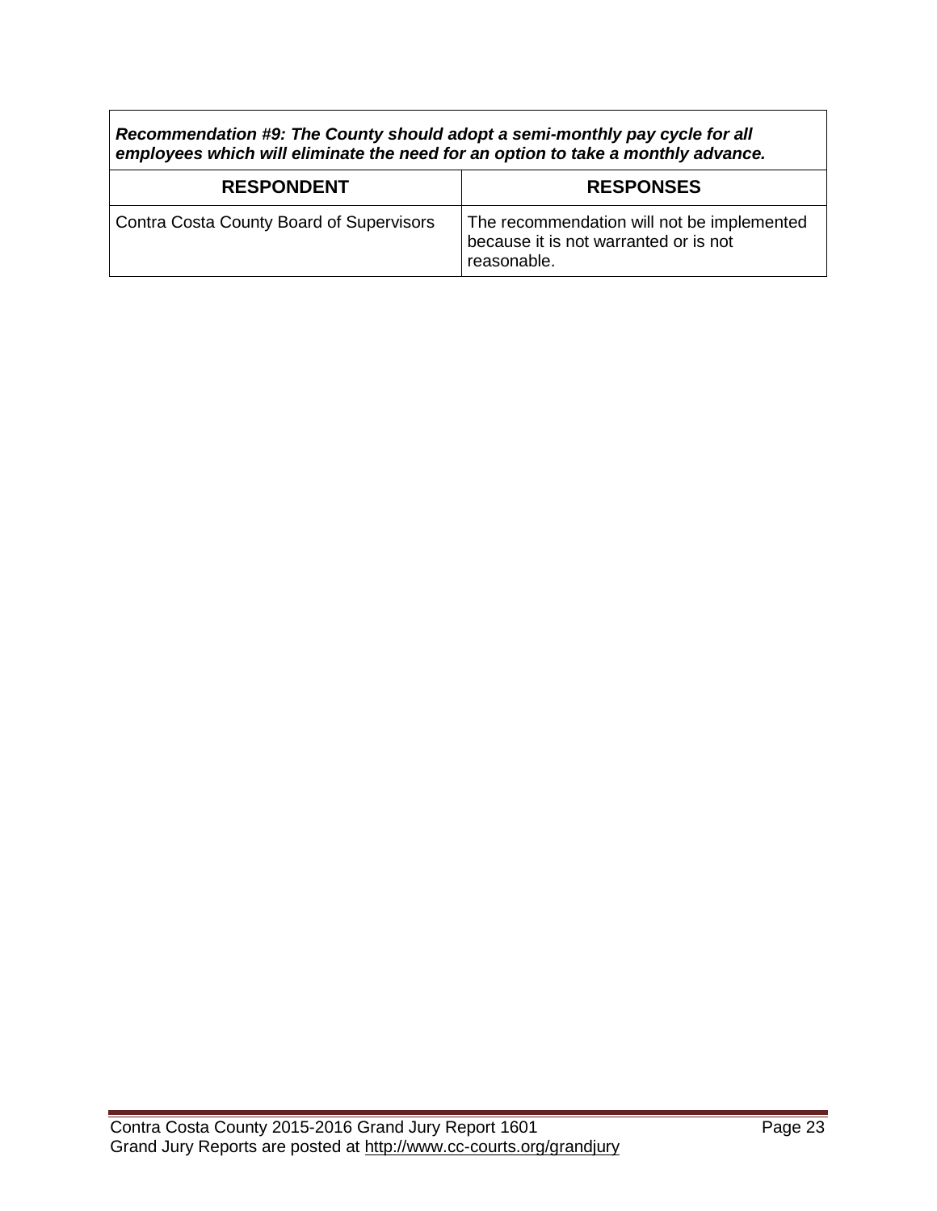| ***Recommendation #9: The County should adopt a semi-monthly pay cycle for all employees which will eliminate the need for an option to take a monthly advance.*** | |
|---|---|
| **RESPONDENT** | **RESPONSES** |
| Contra Costa County Board of Supervisors | The recommendation will not be implemented because it is not warranted or is not reasonable. |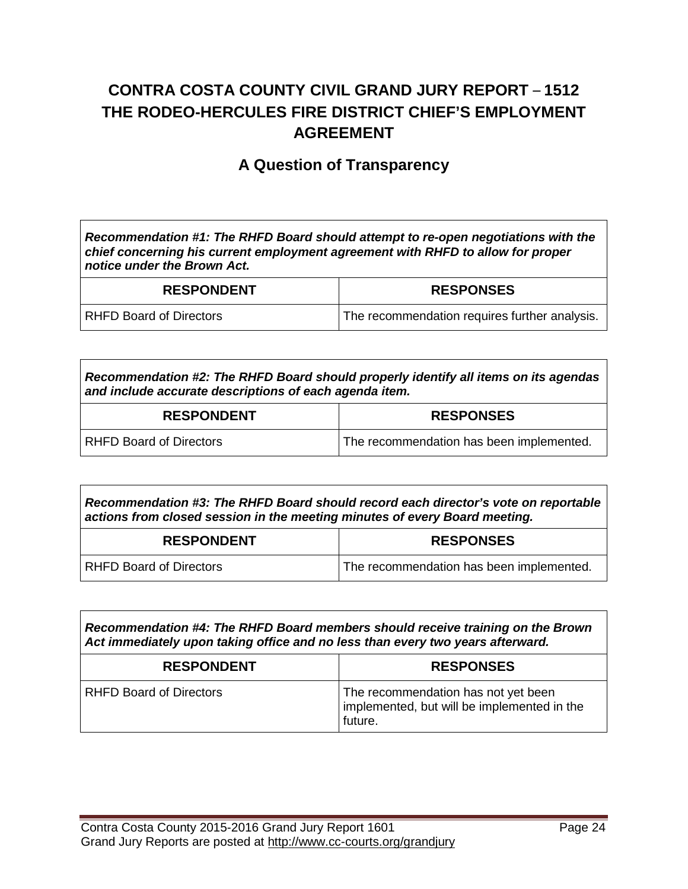# CONTRA COSTA COUNTY CIVIL GRAND JURY REPORT – 1512
# THE RODEO-HERCULES FIRE DISTRICT CHIEF'S EMPLOYMENT AGREEMENT

## A Question of Transparency

***Recommendation #1: The RHFD Board should attempt to re-open negotiations with the chief concerning his current employment agreement with RHFD to allow for proper notice under the Brown Act.***

| RESPONDENT | RESPONSES |
|---|---|
| RHFD Board of Directors | The recommendation requires further analysis. |

***Recommendation #2: The RHFD Board should properly identify all items on its agendas and include accurate descriptions of each agenda item.***

| RESPONDENT | RESPONSES |
|---|---|
| RHFD Board of Directors | The recommendation has been implemented. |

***Recommendation #3: The RHFD Board should record each director's vote on reportable actions from closed session in the meeting minutes of every Board meeting.***

| RESPONDENT | RESPONSES |
|---|---|
| RHFD Board of Directors | The recommendation has been implemented. |

***Recommendation #4: The RHFD Board members should receive training on the Brown Act immediately upon taking office and no less than every two years afterward.***

| RESPONDENT | RESPONSES |
|---|---|
| RHFD Board of Directors | The recommendation has not yet been implemented, but will be implemented in the future. |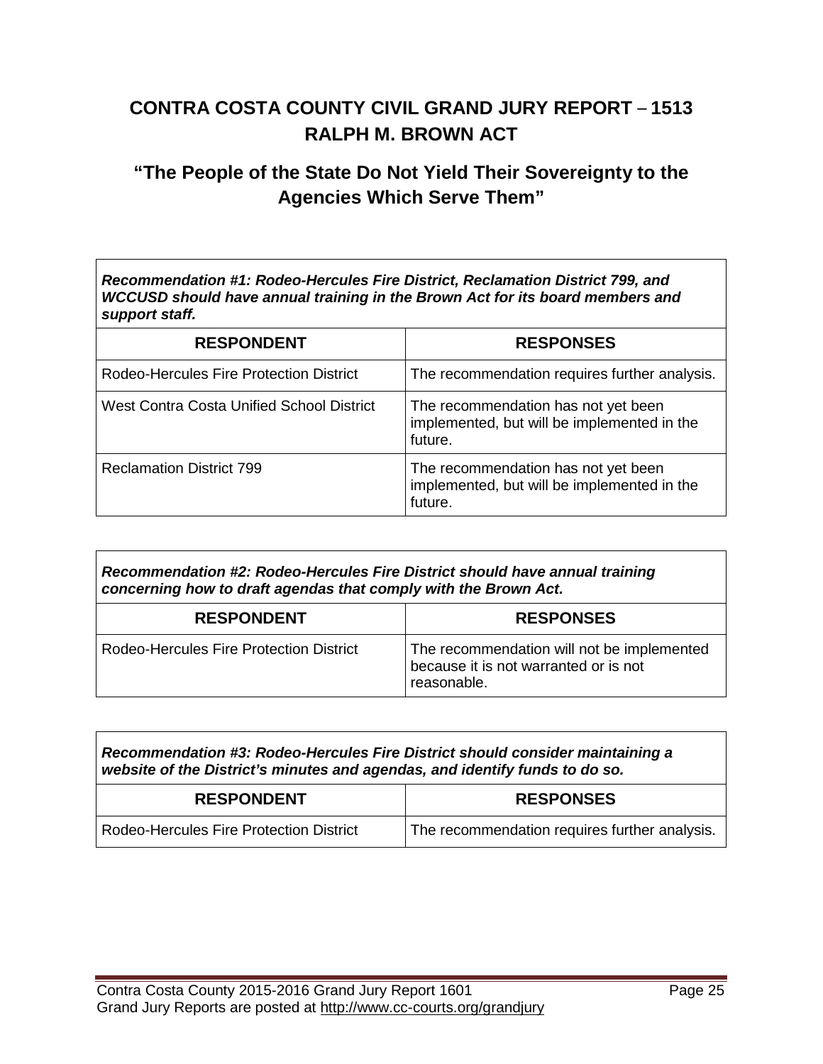# CONTRA COSTA COUNTY CIVIL GRAND JURY REPORT – 1513
# RALPH M. BROWN ACT

## "The People of the State Do Not Yield Their Sovereignty to the Agencies Which Serve Them"

***Recommendation #1: Rodeo-Hercules Fire District, Reclamation District 799, and WCCUSD should have annual training in the Brown Act for its board members and support staff.***

| RESPONDENT | RESPONSES |
|---|---|
| Rodeo-Hercules Fire Protection District | The recommendation requires further analysis. |
| West Contra Costa Unified School District | The recommendation has not yet been implemented, but will be implemented in the future. |
| Reclamation District 799 | The recommendation has not yet been implemented, but will be implemented in the future. |

***Recommendation #2: Rodeo-Hercules Fire District should have annual training concerning how to draft agendas that comply with the Brown Act.***

| RESPONDENT | RESPONSES |
|---|---|
| Rodeo-Hercules Fire Protection District | The recommendation will not be implemented because it is not warranted or is not reasonable. |

***Recommendation #3: Rodeo-Hercules Fire District should consider maintaining a website of the District's minutes and agendas, and identify funds to do so.***

| RESPONDENT | RESPONSES |
|---|---|
| Rodeo-Hercules Fire Protection District | The recommendation requires further analysis. |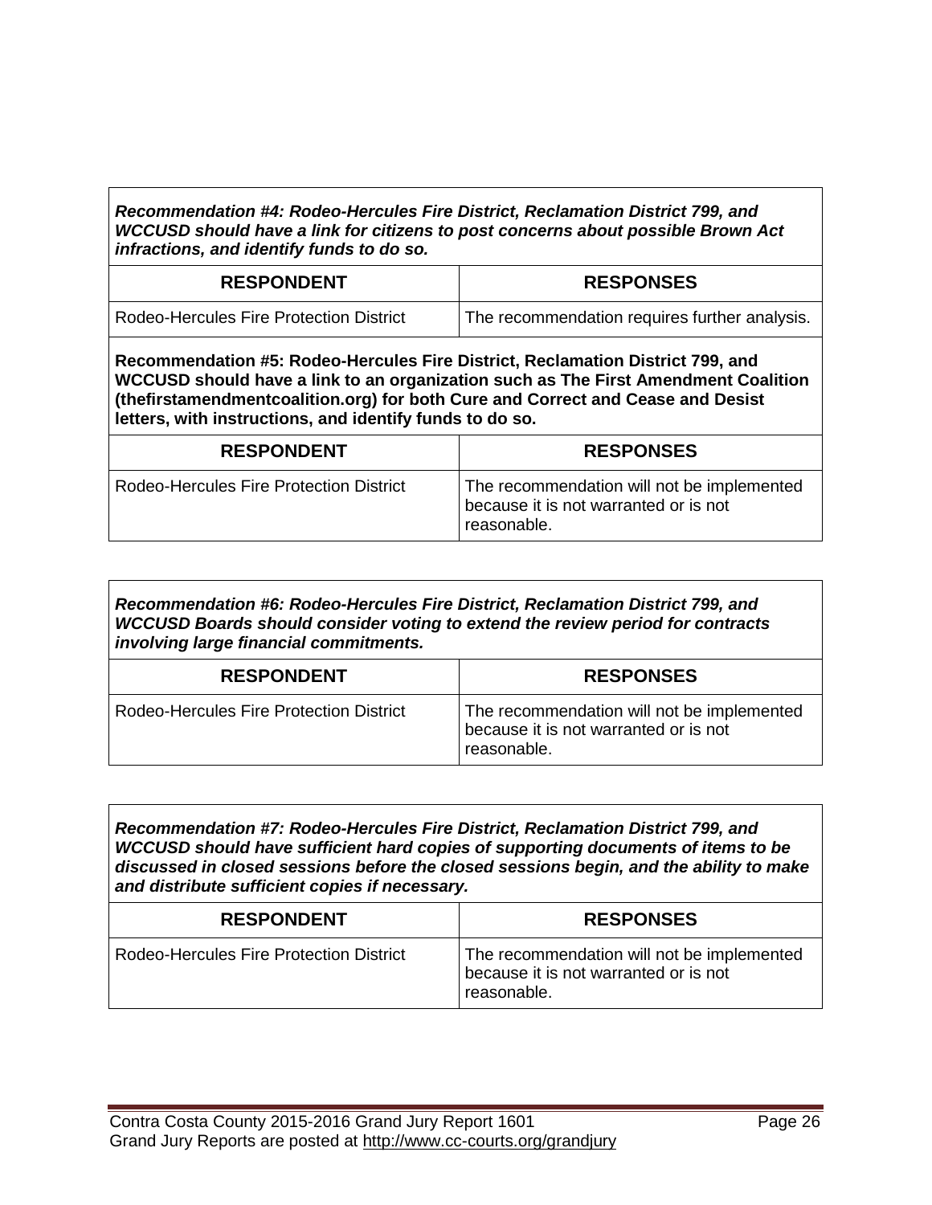***Recommendation #4: Rodeo-Hercules Fire District, Reclamation District 799, and WCCUSD should have a link for citizens to post concerns about possible Brown Act infractions, and identify funds to do so.***

| RESPONDENT | RESPONSES |
|---|---|
| Rodeo-Hercules Fire Protection District | The recommendation requires further analysis. |

**Recommendation #5: Rodeo-Hercules Fire District, Reclamation District 799, and WCCUSD should have a link to an organization such as The First Amendment Coalition (thefirstamendmentcoalition.org) for both Cure and Correct and Cease and Desist letters, with instructions, and identify funds to do so.**

| RESPONDENT | RESPONSES |
|---|---|
| Rodeo-Hercules Fire Protection District | The recommendation will not be implemented because it is not warranted or is not reasonable. |

***Recommendation #6: Rodeo-Hercules Fire District, Reclamation District 799, and WCCUSD Boards should consider voting to extend the review period for contracts involving large financial commitments.***

| RESPONDENT | RESPONSES |
|---|---|
| Rodeo-Hercules Fire Protection District | The recommendation will not be implemented because it is not warranted or is not reasonable. |

***Recommendation #7: Rodeo-Hercules Fire District, Reclamation District 799, and WCCUSD should have sufficient hard copies of supporting documents of items to be discussed in closed sessions before the closed sessions begin, and the ability to make and distribute sufficient copies if necessary.***

| RESPONDENT | RESPONSES |
|---|---|
| Rodeo-Hercules Fire Protection District | The recommendation will not be implemented because it is not warranted or is not reasonable. |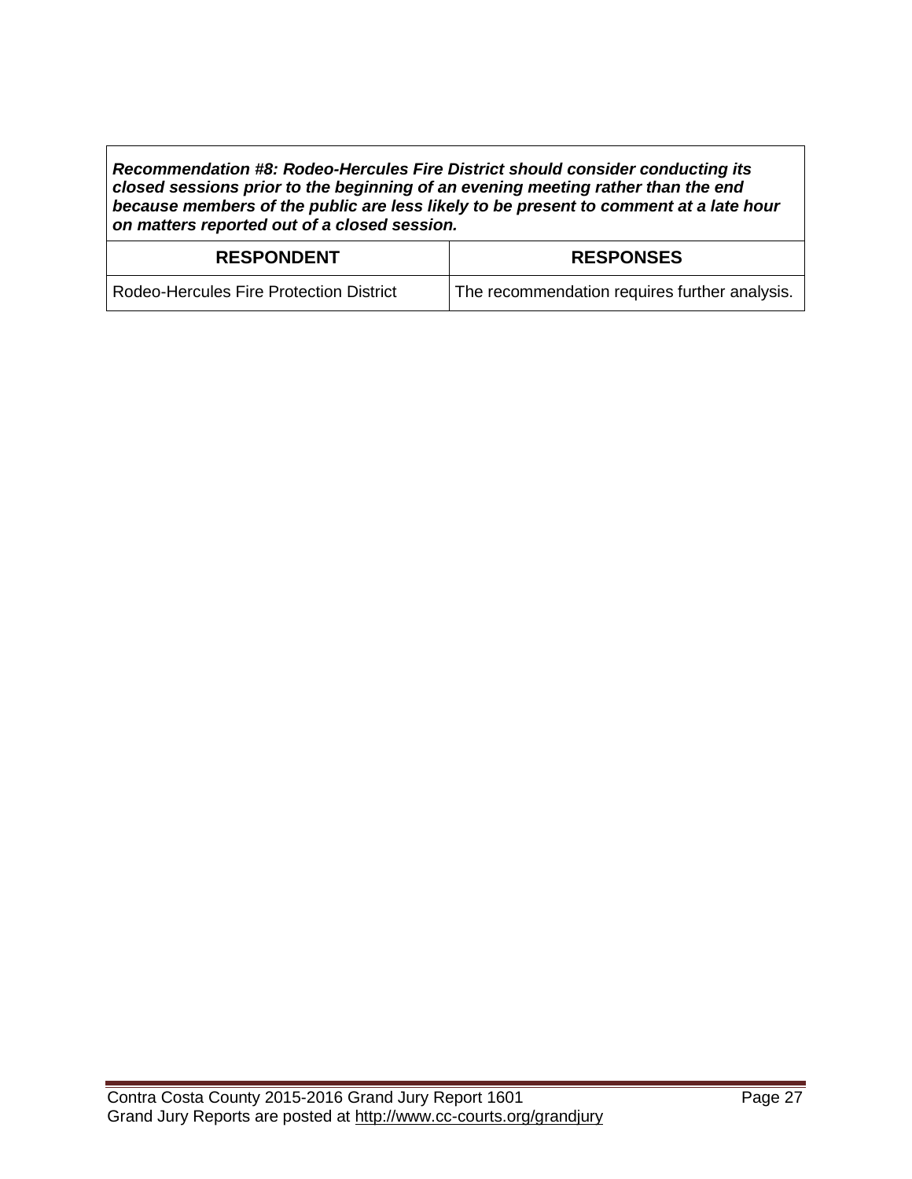***Recommendation #8: Rodeo-Hercules Fire District should consider conducting its closed sessions prior to the beginning of an evening meeting rather than the end because members of the public are less likely to be present to comment at a late hour on matters reported out of a closed session.***

| RESPONDENT | RESPONSES |
|---|---|
| Rodeo-Hercules Fire Protection District | The recommendation requires further analysis. |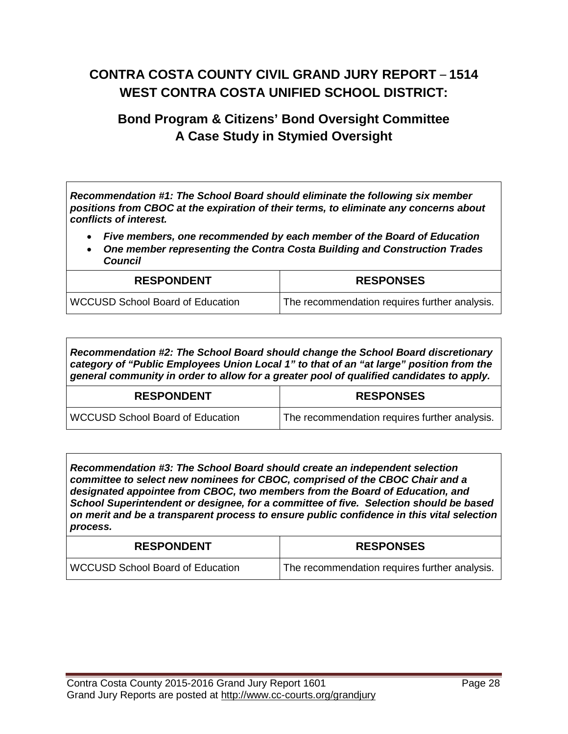# CONTRA COSTA COUNTY CIVIL GRAND JURY REPORT – 1514
# WEST CONTRA COSTA UNIFIED SCHOOL DISTRICT:

## Bond Program & Citizens' Bond Oversight Committee
## A Case Study in Stymied Oversight

***Recommendation #1: The School Board should eliminate the following six member positions from CBOC at the expiration of their terms, to eliminate any concerns about conflicts of interest.***

- ***Five members, one recommended by each member of the Board of Education***
- ***One member representing the Contra Costa Building and Construction Trades Council***

| RESPONDENT | RESPONSES |
| --- | --- |
| WCCUSD School Board of Education | The recommendation requires further analysis. |

***Recommendation #2: The School Board should change the School Board discretionary category of "Public Employees Union Local 1" to that of an "at large" position from the general community in order to allow for a greater pool of qualified candidates to apply.***

| RESPONDENT | RESPONSES |
| --- | --- |
| WCCUSD School Board of Education | The recommendation requires further analysis. |

***Recommendation #3: The School Board should create an independent selection committee to select new nominees for CBOC, comprised of the CBOC Chair and a designated appointee from CBOC, two members from the Board of Education, and School Superintendent or designee, for a committee of five. Selection should be based on merit and be a transparent process to ensure public confidence in this vital selection process.***

| RESPONDENT | RESPONSES |
| --- | --- |
| WCCUSD School Board of Education | The recommendation requires further analysis. |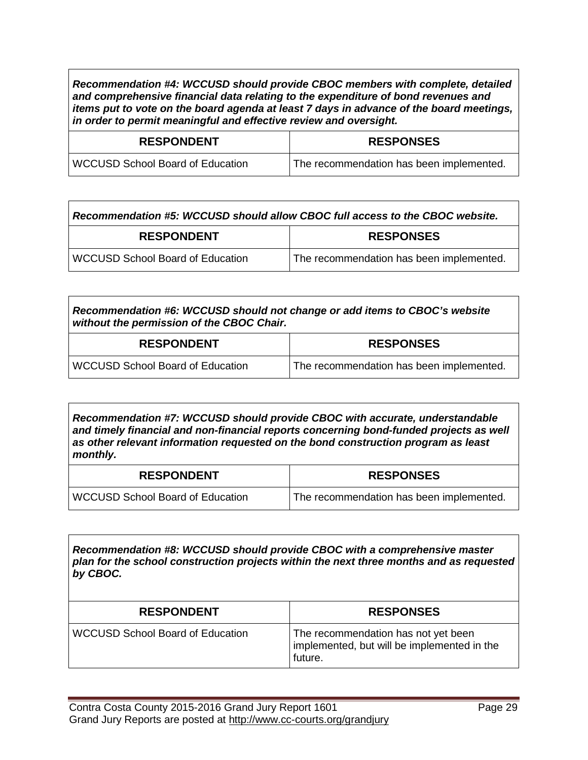***Recommendation #4: WCCUSD should provide CBOC members with complete, detailed and comprehensive financial data relating to the expenditure of bond revenues and items put to vote on the board agenda at least 7 days in advance of the board meetings, in order to permit meaningful and effective review and oversight.***

| RESPONDENT | RESPONSES |
| --- | --- |
| WCCUSD School Board of Education | The recommendation has been implemented. |

***Recommendation #5: WCCUSD should allow CBOC full access to the CBOC website.***

| RESPONDENT | RESPONSES |
| --- | --- |
| WCCUSD School Board of Education | The recommendation has been implemented. |

***Recommendation #6: WCCUSD should not change or add items to CBOC's website without the permission of the CBOC Chair.***

| RESPONDENT | RESPONSES |
| --- | --- |
| WCCUSD School Board of Education | The recommendation has been implemented. |

***Recommendation #7: WCCUSD should provide CBOC with accurate, understandable and timely financial and non-financial reports concerning bond-funded projects as well as other relevant information requested on the bond construction program as least monthly.***

| RESPONDENT | RESPONSES |
| --- | --- |
| WCCUSD School Board of Education | The recommendation has been implemented. |

***Recommendation #8: WCCUSD should provide CBOC with a comprehensive master plan for the school construction projects within the next three months and as requested by CBOC.***

| RESPONDENT | RESPONSES |
| --- | --- |
| WCCUSD School Board of Education | The recommendation has not yet been implemented, but will be implemented in the future. |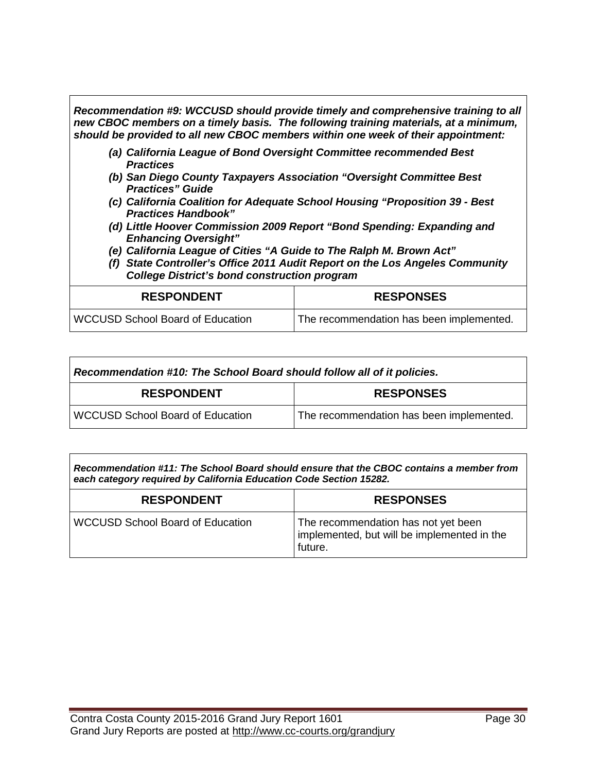***Recommendation #9: WCCUSD should provide timely and comprehensive training to all new CBOC members on a timely basis. The following training materials, at a minimum, should be provided to all new CBOC members within one week of their appointment:***

- ***(a) California League of Bond Oversight Committee recommended Best Practices***
- ***(b) San Diego County Taxpayers Association "Oversight Committee Best Practices" Guide***
- ***(c) California Coalition for Adequate School Housing "Proposition 39 - Best Practices Handbook"***
- ***(d) Little Hoover Commission 2009 Report "Bond Spending: Expanding and Enhancing Oversight"***
- ***(e) California League of Cities "A Guide to The Ralph M. Brown Act"***
- ***(f) State Controller's Office 2011 Audit Report on the Los Angeles Community College District's bond construction program***

| RESPONDENT | RESPONSES |
|---|---|
| WCCUSD School Board of Education | The recommendation has been implemented. |

***Recommendation #10: The School Board should follow all of it policies.***

| RESPONDENT | RESPONSES |
|---|---|
| WCCUSD School Board of Education | The recommendation has been implemented. |

***Recommendation #11: The School Board should ensure that the CBOC contains a member from each category required by California Education Code Section 15282.***

| RESPONDENT | RESPONSES |
|---|---|
| WCCUSD School Board of Education | The recommendation has not yet been implemented, but will be implemented in the future. |